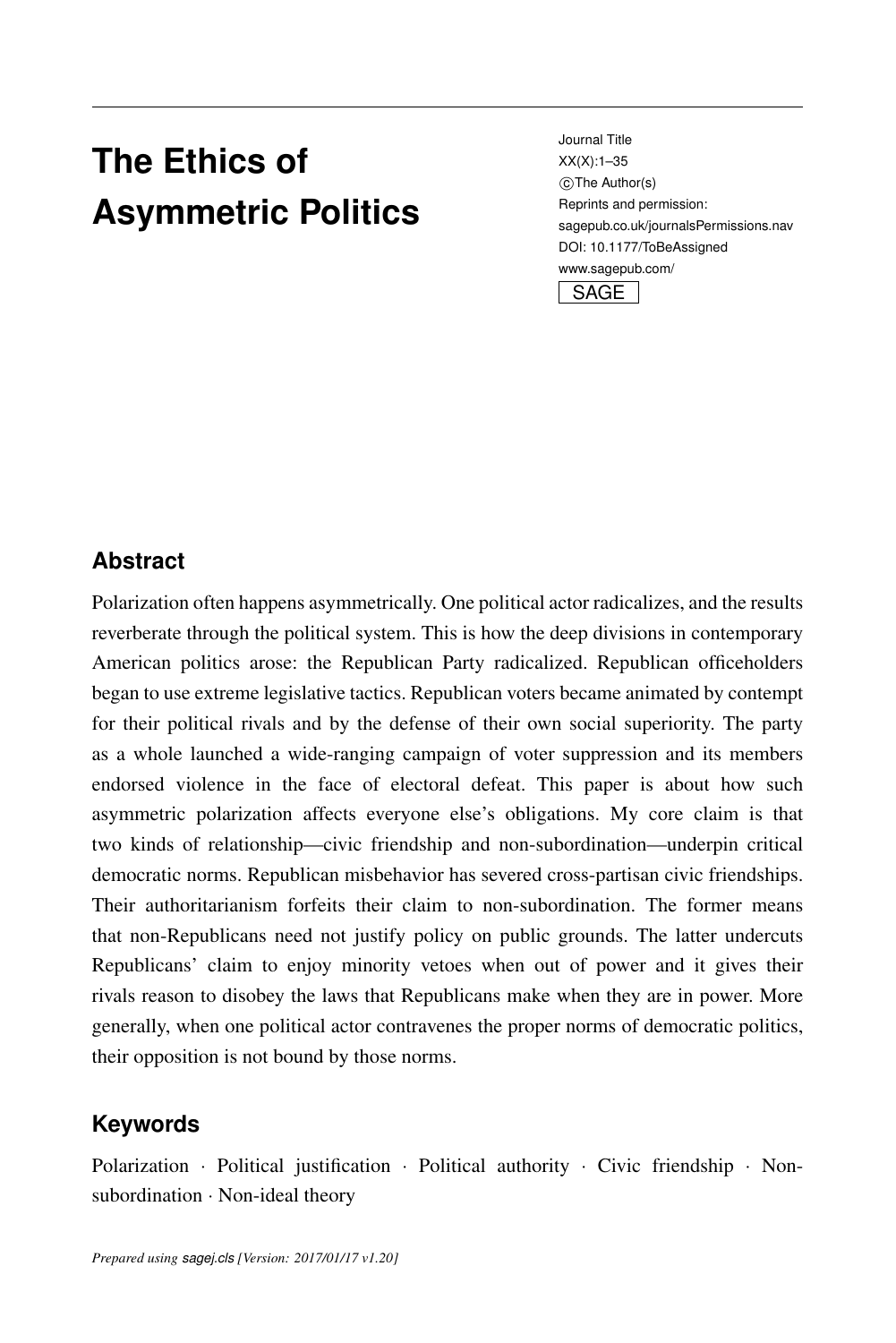# The Ethics of Asymmetric Politics

## Abstract

Polarization often happens asymmetrically. One political actor radicalizes, and the results reverberate through the political system. This is how the deep divisions in contemporary American politics arose: the Republican Party radicalized. Republican officeholders began to use extreme legislative tactics. Republican voters became animated by contempt for their political rivals and by the defense of their own social superiority. The party as a whole launched a wide-ranging campaign of voter suppression and its members endorsed violence in the face of electoral defeat. This paper is about how such asymmetric polarization affects everyone else's obligations. My core claim is that two kinds of relationship—civic friendship and non-subordination—underpin critical democratic norms. Republican misbehavior has severed cross-partisan civic friendships. Their authoritarianism forfeits their claim to non-subordination. The former means that non-Republicans need not justify policy on public grounds. The latter undercuts Republicans' claim to enjoy minority vetoes when out of power and it gives their rivals reason to disobey the laws that Republicans make when they are in power. More generally, when one political actor contravenes the proper norms of democratic politics, their opposition is not bound by those norms.

## Keywords

Polarization · Political justification · Political authority · Civic friendship · Non-subordination · Non-ideal theory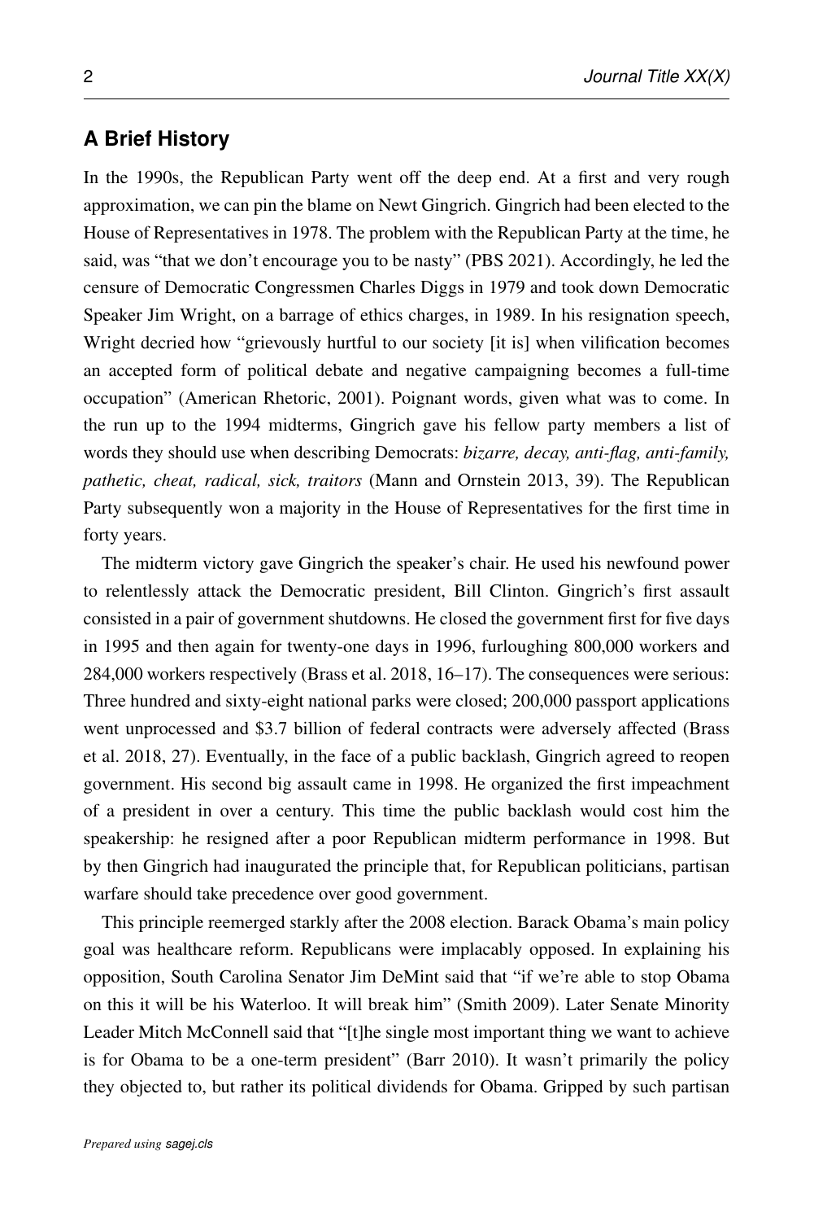## A Brief History

In the 1990s, the Republican Party went off the deep end. At a first and very rough approximation, we can pin the blame on Newt Gingrich. Gingrich had been elected to the House of Representatives in 1978. The problem with the Republican Party at the time, he said, was "that we don't encourage you to be nasty" (PBS 2021). Accordingly, he led the censure of Democratic Congressmen Charles Diggs in 1979 and took down Democratic Speaker Jim Wright, on a barrage of ethics charges, in 1989. In his resignation speech, Wright decried how "grievously hurtful to our society [it is] when vilification becomes an accepted form of political debate and negative campaigning becomes a full-time occupation" (American Rhetoric, 2001). Poignant words, given what was to come. In the run up to the 1994 midterms, Gingrich gave his fellow party members a list of words they should use when describing Democrats: *bizarre, decay, anti-flag, anti-family, pathetic, cheat, radical, sick, traitors* (Mann and Ornstein 2013, 39). The Republican Party subsequently won a majority in the House of Representatives for the first time in forty years.

The midterm victory gave Gingrich the speaker's chair. He used his newfound power to relentlessly attack the Democratic president, Bill Clinton. Gingrich's first assault consisted in a pair of government shutdowns. He closed the government first for five days in 1995 and then again for twenty-one days in 1996, furloughing 800,000 workers and 284,000 workers respectively (Brass et al. 2018, 16–17). The consequences were serious: Three hundred and sixty-eight national parks were closed; 200,000 passport applications went unprocessed and $3.7 billion of federal contracts were adversely affected (Brass et al. 2018, 27). Eventually, in the face of a public backlash, Gingrich agreed to reopen government. His second big assault came in 1998. He organized the first impeachment of a president in over a century. This time the public backlash would cost him the speakership: he resigned after a poor Republican midterm performance in 1998. But by then Gingrich had inaugurated the principle that, for Republican politicians, partisan warfare should take precedence over good government.

This principle reemerged starkly after the 2008 election. Barack Obama's main policy goal was healthcare reform. Republicans were implacably opposed. In explaining his opposition, South Carolina Senator Jim DeMint said that "if we're able to stop Obama on this it will be his Waterloo. It will break him" (Smith 2009). Later Senate Minority Leader Mitch McConnell said that "[t]he single most important thing we want to achieve is for Obama to be a one-term president" (Barr 2010). It wasn't primarily the policy they objected to, but rather its political dividends for Obama. Gripped by such partisan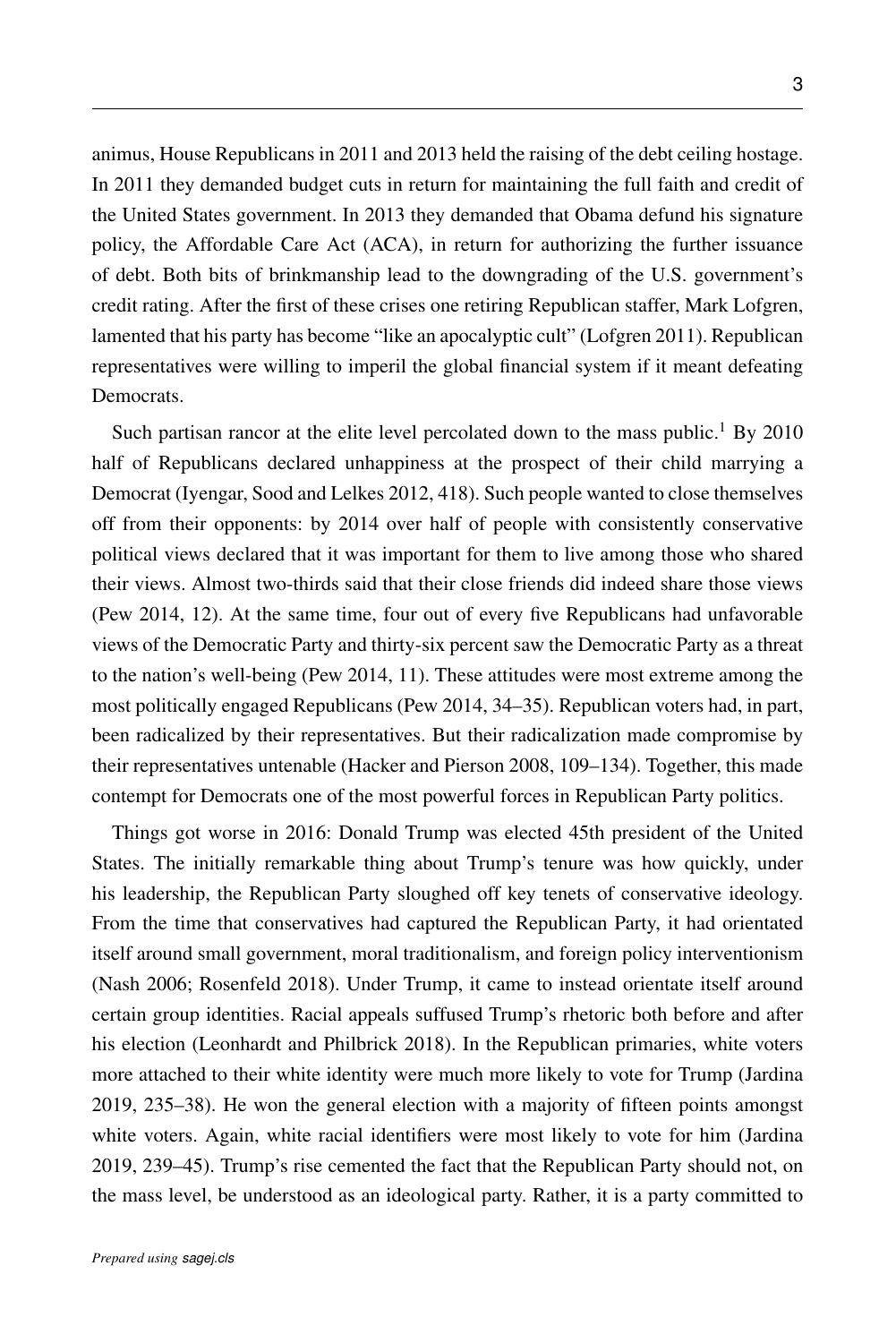animus, House Republicans in 2011 and 2013 held the raising of the debt ceiling hostage. In 2011 they demanded budget cuts in return for maintaining the full faith and credit of the United States government. In 2013 they demanded that Obama defund his signature policy, the Affordable Care Act (ACA), in return for authorizing the further issuance of debt. Both bits of brinkmanship lead to the downgrading of the U.S. government's credit rating. After the first of these crises one retiring Republican staffer, Mark Lofgren, lamented that his party has become "like an apocalyptic cult" (Lofgren 2011). Republican representatives were willing to imperil the global financial system if it meant defeating Democrats.

Such partisan rancor at the elite level percolated down to the mass public.[1] By 2010 half of Republicans declared unhappiness at the prospect of their child marrying a Democrat (Iyengar, Sood and Lelkes 2012, 418). Such people wanted to close themselves off from their opponents: by 2014 over half of people with consistently conservative political views declared that it was important for them to live among those who shared their views. Almost two-thirds said that their close friends did indeed share those views (Pew 2014, 12). At the same time, four out of every five Republicans had unfavorable views of the Democratic Party and thirty-six percent saw the Democratic Party as a threat to the nation's well-being (Pew 2014, 11). These attitudes were most extreme among the most politically engaged Republicans (Pew 2014, 34–35). Republican voters had, in part, been radicalized by their representatives. But their radicalization made compromise by their representatives untenable (Hacker and Pierson 2008, 109–134). Together, this made contempt for Democrats one of the most powerful forces in Republican Party politics.

Things got worse in 2016: Donald Trump was elected 45th president of the United States. The initially remarkable thing about Trump's tenure was how quickly, under his leadership, the Republican Party sloughed off key tenets of conservative ideology. From the time that conservatives had captured the Republican Party, it had orientated itself around small government, moral traditionalism, and foreign policy interventionism (Nash 2006; Rosenfeld 2018). Under Trump, it came to instead orientate itself around certain group identities. Racial appeals suffused Trump's rhetoric both before and after his election (Leonhardt and Philbrick 2018). In the Republican primaries, white voters more attached to their white identity were much more likely to vote for Trump (Jardina 2019, 235–38). He won the general election with a majority of fifteen points amongst white voters. Again, white racial identifiers were most likely to vote for him (Jardina 2019, 239–45). Trump's rise cemented the fact that the Republican Party should not, on the mass level, be understood as an ideological party. Rather, it is a party committed to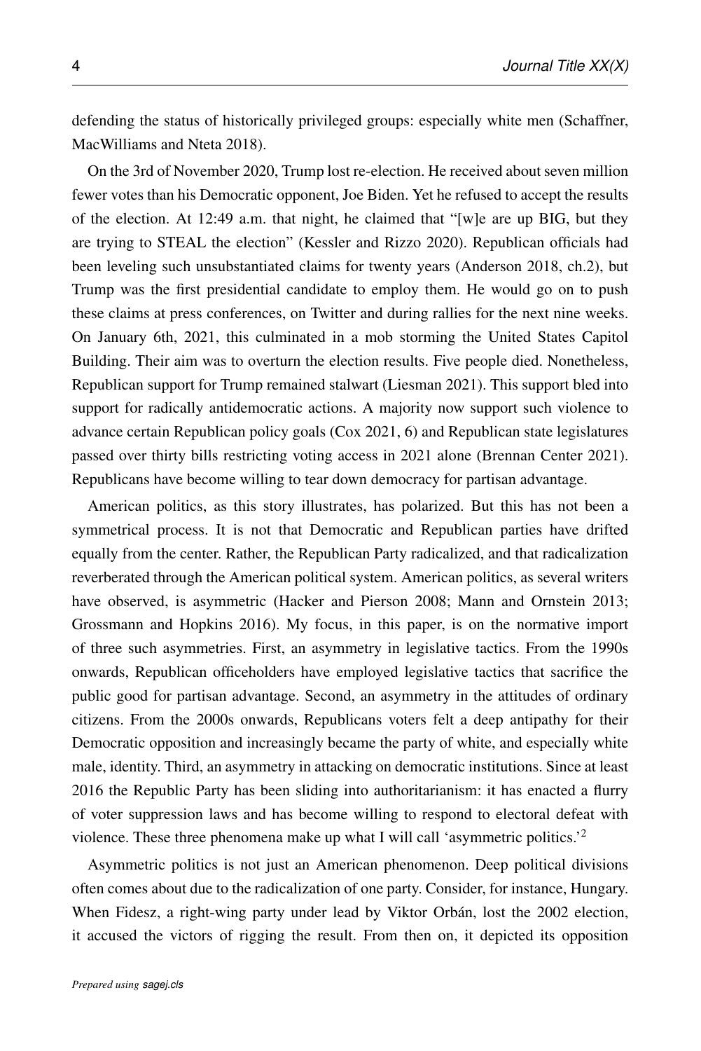defending the status of historically privileged groups: especially white men (Schaffner, MacWilliams and Nteta 2018).

On the 3rd of November 2020, Trump lost re-election. He received about seven million fewer votes than his Democratic opponent, Joe Biden. Yet he refused to accept the results of the election. At 12:49 a.m. that night, he claimed that "[w]e are up BIG, but they are trying to STEAL the election" (Kessler and Rizzo 2020). Republican officials had been leveling such unsubstantiated claims for twenty years (Anderson 2018, ch.2), but Trump was the first presidential candidate to employ them. He would go on to push these claims at press conferences, on Twitter and during rallies for the next nine weeks. On January 6th, 2021, this culminated in a mob storming the United States Capitol Building. Their aim was to overturn the election results. Five people died. Nonetheless, Republican support for Trump remained stalwart (Liesman 2021). This support bled into support for radically antidemocratic actions. A majority now support such violence to advance certain Republican policy goals (Cox 2021, 6) and Republican state legislatures passed over thirty bills restricting voting access in 2021 alone (Brennan Center 2021). Republicans have become willing to tear down democracy for partisan advantage.

American politics, as this story illustrates, has polarized. But this has not been a symmetrical process. It is not that Democratic and Republican parties have drifted equally from the center. Rather, the Republican Party radicalized, and that radicalization reverberated through the American political system. American politics, as several writers have observed, is asymmetric (Hacker and Pierson 2008; Mann and Ornstein 2013; Grossmann and Hopkins 2016). My focus, in this paper, is on the normative import of three such asymmetries. First, an asymmetry in legislative tactics. From the 1990s onwards, Republican officeholders have employed legislative tactics that sacrifice the public good for partisan advantage. Second, an asymmetry in the attitudes of ordinary citizens. From the 2000s onwards, Republicans voters felt a deep antipathy for their Democratic opposition and increasingly became the party of white, and especially white male, identity. Third, an asymmetry in attacking on democratic institutions. Since at least 2016 the Republic Party has been sliding into authoritarianism: it has enacted a flurry of voter suppression laws and has become willing to respond to electoral defeat with violence. These three phenomena make up what I will call 'asymmetric politics.'[2]

Asymmetric politics is not just an American phenomenon. Deep political divisions often comes about due to the radicalization of one party. Consider, for instance, Hungary. When Fidesz, a right-wing party under lead by Viktor Orbán, lost the 2002 election, it accused the victors of rigging the result. From then on, it depicted its opposition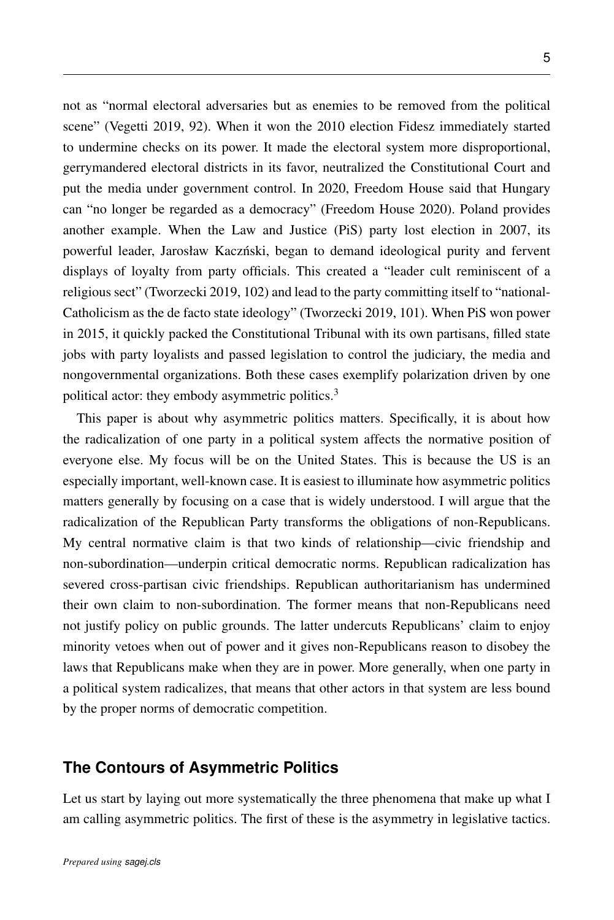not as "normal electoral adversaries but as enemies to be removed from the political scene" (Vegetti 2019, 92). When it won the 2010 election Fidesz immediately started to undermine checks on its power. It made the electoral system more disproportional, gerrymandered electoral districts in its favor, neutralized the Constitutional Court and put the media under government control. In 2020, Freedom House said that Hungary can "no longer be regarded as a democracy" (Freedom House 2020). Poland provides another example. When the Law and Justice (PiS) party lost election in 2007, its powerful leader, Jarosław Kaczński, began to demand ideological purity and fervent displays of loyalty from party officials. This created a "leader cult reminiscent of a religious sect" (Tworzecki 2019, 102) and lead to the party committing itself to "national-Catholicism as the de facto state ideology" (Tworzecki 2019, 101). When PiS won power in 2015, it quickly packed the Constitutional Tribunal with its own partisans, filled state jobs with party loyalists and passed legislation to control the judiciary, the media and nongovernmental organizations. Both these cases exemplify polarization driven by one political actor: they embody asymmetric politics.[3]

This paper is about why asymmetric politics matters. Specifically, it is about how the radicalization of one party in a political system affects the normative position of everyone else. My focus will be on the United States. This is because the US is an especially important, well-known case. It is easiest to illuminate how asymmetric politics matters generally by focusing on a case that is widely understood. I will argue that the radicalization of the Republican Party transforms the obligations of non-Republicans. My central normative claim is that two kinds of relationship—civic friendship and non-subordination—underpin critical democratic norms. Republican radicalization has severed cross-partisan civic friendships. Republican authoritarianism has undermined their own claim to non-subordination. The former means that non-Republicans need not justify policy on public grounds. The latter undercuts Republicans' claim to enjoy minority vetoes when out of power and it gives non-Republicans reason to disobey the laws that Republicans make when they are in power. More generally, when one party in a political system radicalizes, that means that other actors in that system are less bound by the proper norms of democratic competition.

## The Contours of Asymmetric Politics

Let us start by laying out more systematically the three phenomena that make up what I am calling asymmetric politics. The first of these is the asymmetry in legislative tactics.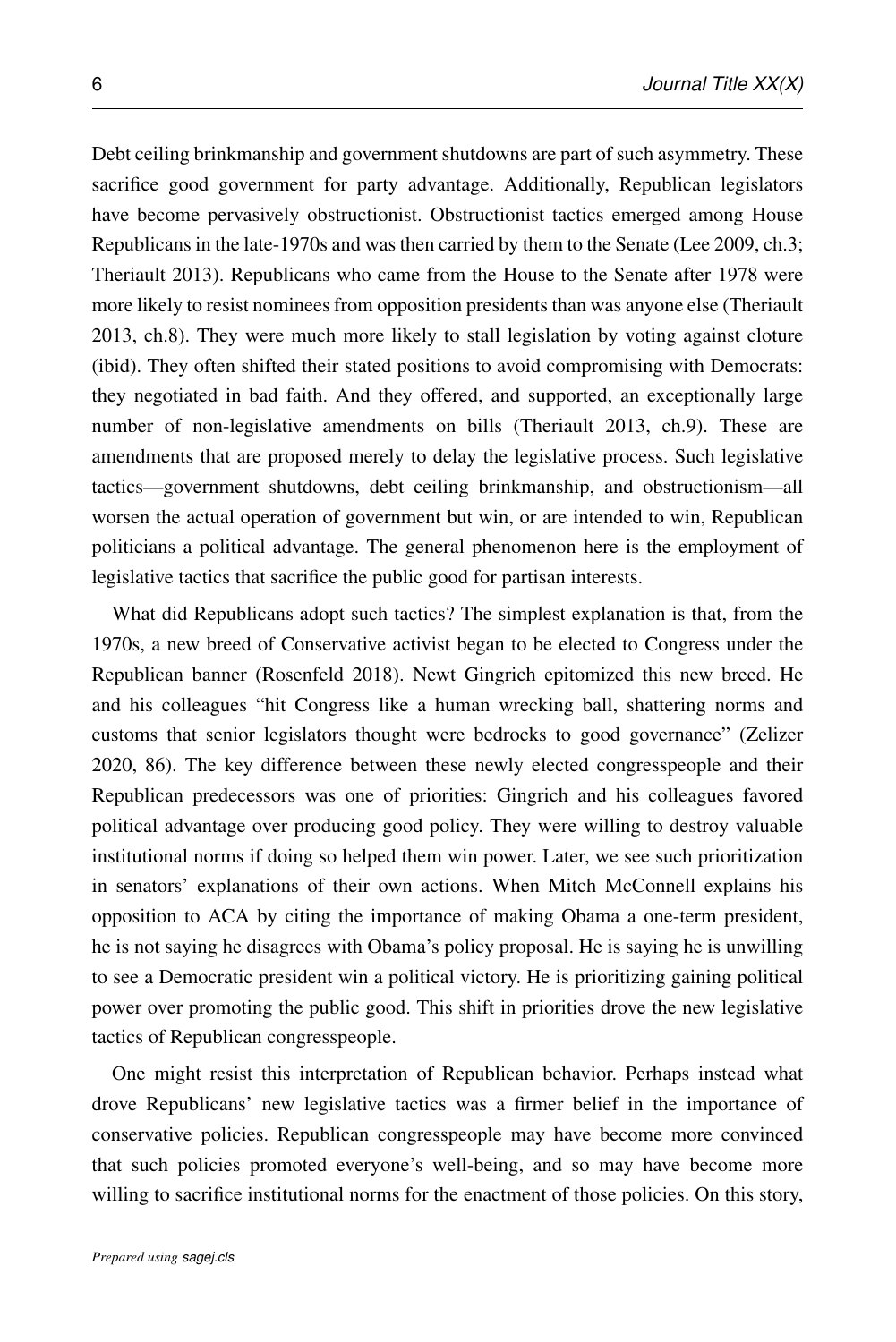Debt ceiling brinkmanship and government shutdowns are part of such asymmetry. These sacrifice good government for party advantage. Additionally, Republican legislators have become pervasively obstructionist. Obstructionist tactics emerged among House Republicans in the late-1970s and was then carried by them to the Senate (Lee 2009, ch.3; Theriault 2013). Republicans who came from the House to the Senate after 1978 were more likely to resist nominees from opposition presidents than was anyone else (Theriault 2013, ch.8). They were much more likely to stall legislation by voting against cloture (ibid). They often shifted their stated positions to avoid compromising with Democrats: they negotiated in bad faith. And they offered, and supported, an exceptionally large number of non-legislative amendments on bills (Theriault 2013, ch.9). These are amendments that are proposed merely to delay the legislative process. Such legislative tactics—government shutdowns, debt ceiling brinkmanship, and obstructionism—all worsen the actual operation of government but win, or are intended to win, Republican politicians a political advantage. The general phenomenon here is the employment of legislative tactics that sacrifice the public good for partisan interests.

What did Republicans adopt such tactics? The simplest explanation is that, from the 1970s, a new breed of Conservative activist began to be elected to Congress under the Republican banner (Rosenfeld 2018). Newt Gingrich epitomized this new breed. He and his colleagues "hit Congress like a human wrecking ball, shattering norms and customs that senior legislators thought were bedrocks to good governance" (Zelizer 2020, 86). The key difference between these newly elected congresspeople and their Republican predecessors was one of priorities: Gingrich and his colleagues favored political advantage over producing good policy. They were willing to destroy valuable institutional norms if doing so helped them win power. Later, we see such prioritization in senators' explanations of their own actions. When Mitch McConnell explains his opposition to ACA by citing the importance of making Obama a one-term president, he is not saying he disagrees with Obama's policy proposal. He is saying he is unwilling to see a Democratic president win a political victory. He is prioritizing gaining political power over promoting the public good. This shift in priorities drove the new legislative tactics of Republican congresspeople.

One might resist this interpretation of Republican behavior. Perhaps instead what drove Republicans' new legislative tactics was a firmer belief in the importance of conservative policies. Republican congresspeople may have become more convinced that such policies promoted everyone's well-being, and so may have become more willing to sacrifice institutional norms for the enactment of those policies. On this story,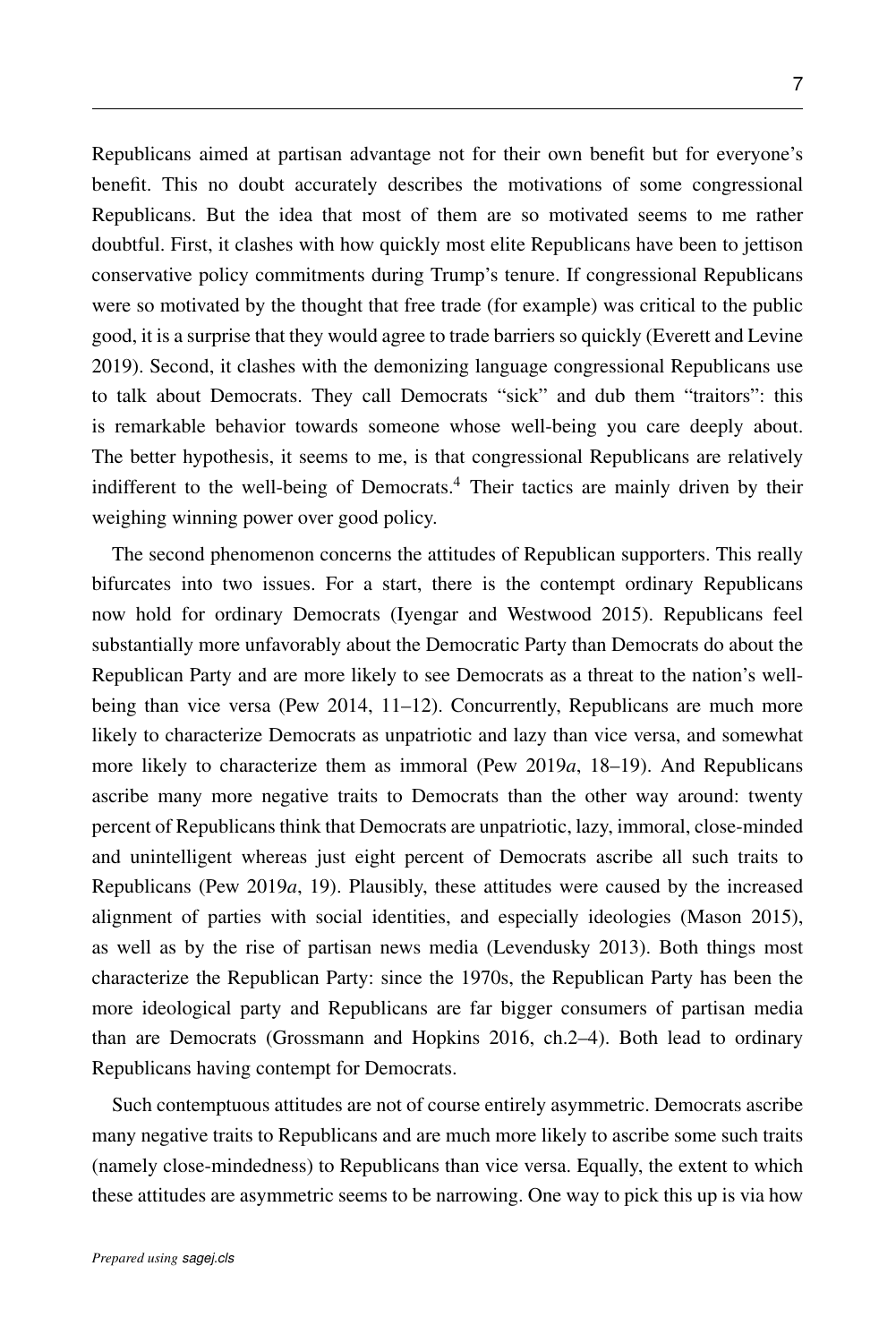Republicans aimed at partisan advantage not for their own benefit but for everyone's benefit. This no doubt accurately describes the motivations of some congressional Republicans. But the idea that most of them are so motivated seems to me rather doubtful. First, it clashes with how quickly most elite Republicans have been to jettison conservative policy commitments during Trump's tenure. If congressional Republicans were so motivated by the thought that free trade (for example) was critical to the public good, it is a surprise that they would agree to trade barriers so quickly (Everett and Levine 2019). Second, it clashes with the demonizing language congressional Republicans use to talk about Democrats. They call Democrats "sick" and dub them "traitors": this is remarkable behavior towards someone whose well-being you care deeply about. The better hypothesis, it seems to me, is that congressional Republicans are relatively indifferent to the well-being of Democrats.[4] Their tactics are mainly driven by their weighing winning power over good policy.

The second phenomenon concerns the attitudes of Republican supporters. This really bifurcates into two issues. For a start, there is the contempt ordinary Republicans now hold for ordinary Democrats (Iyengar and Westwood 2015). Republicans feel substantially more unfavorably about the Democratic Party than Democrats do about the Republican Party and are more likely to see Democrats as a threat to the nation's well-being than vice versa (Pew 2014, 11–12). Concurrently, Republicans are much more likely to characterize Democrats as unpatriotic and lazy than vice versa, and somewhat more likely to characterize them as immoral (Pew 2019*a*, 18–19). And Republicans ascribe many more negative traits to Democrats than the other way around: twenty percent of Republicans think that Democrats are unpatriotic, lazy, immoral, close-minded and unintelligent whereas just eight percent of Democrats ascribe all such traits to Republicans (Pew 2019*a*, 19). Plausibly, these attitudes were caused by the increased alignment of parties with social identities, and especially ideologies (Mason 2015), as well as by the rise of partisan news media (Levendusky 2013). Both things most characterize the Republican Party: since the 1970s, the Republican Party has been the more ideological party and Republicans are far bigger consumers of partisan media than are Democrats (Grossmann and Hopkins 2016, ch.2–4). Both lead to ordinary Republicans having contempt for Democrats.

Such contemptuous attitudes are not of course entirely asymmetric. Democrats ascribe many negative traits to Republicans and are much more likely to ascribe some such traits (namely close-mindedness) to Republicans than vice versa. Equally, the extent to which these attitudes are asymmetric seems to be narrowing. One way to pick this up is via how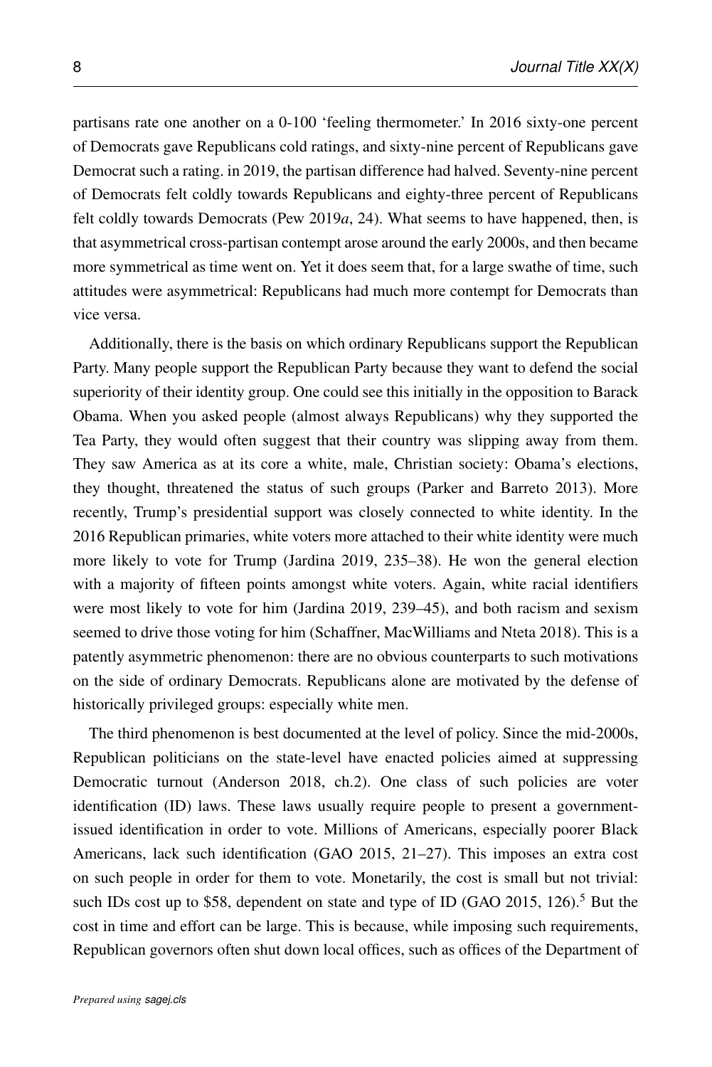partisans rate one another on a 0-100 'feeling thermometer.' In 2016 sixty-one percent of Democrats gave Republicans cold ratings, and sixty-nine percent of Republicans gave Democrat such a rating. in 2019, the partisan difference had halved. Seventy-nine percent of Democrats felt coldly towards Republicans and eighty-three percent of Republicans felt coldly towards Democrats (Pew 2019*a*, 24). What seems to have happened, then, is that asymmetrical cross-partisan contempt arose around the early 2000s, and then became more symmetrical as time went on. Yet it does seem that, for a large swathe of time, such attitudes were asymmetrical: Republicans had much more contempt for Democrats than vice versa.

Additionally, there is the basis on which ordinary Republicans support the Republican Party. Many people support the Republican Party because they want to defend the social superiority of their identity group. One could see this initially in the opposition to Barack Obama. When you asked people (almost always Republicans) why they supported the Tea Party, they would often suggest that their country was slipping away from them. They saw America as at its core a white, male, Christian society: Obama's elections, they thought, threatened the status of such groups (Parker and Barreto 2013). More recently, Trump's presidential support was closely connected to white identity. In the 2016 Republican primaries, white voters more attached to their white identity were much more likely to vote for Trump (Jardina 2019, 235–38). He won the general election with a majority of fifteen points amongst white voters. Again, white racial identifiers were most likely to vote for him (Jardina 2019, 239–45), and both racism and sexism seemed to drive those voting for him (Schaffner, MacWilliams and Nteta 2018). This is a patently asymmetric phenomenon: there are no obvious counterparts to such motivations on the side of ordinary Democrats. Republicans alone are motivated by the defense of historically privileged groups: especially white men.

The third phenomenon is best documented at the level of policy. Since the mid-2000s, Republican politicians on the state-level have enacted policies aimed at suppressing Democratic turnout (Anderson 2018, ch.2). One class of such policies are voter identification (ID) laws. These laws usually require people to present a government-issued identification in order to vote. Millions of Americans, especially poorer Black Americans, lack such identification (GAO 2015, 21–27). This imposes an extra cost on such people in order for them to vote. Monetarily, the cost is small but not trivial: such IDs cost up to $58, dependent on state and type of ID (GAO 2015, 126).[5] But the cost in time and effort can be large. This is because, while imposing such requirements, Republican governors often shut down local offices, such as offices of the Department of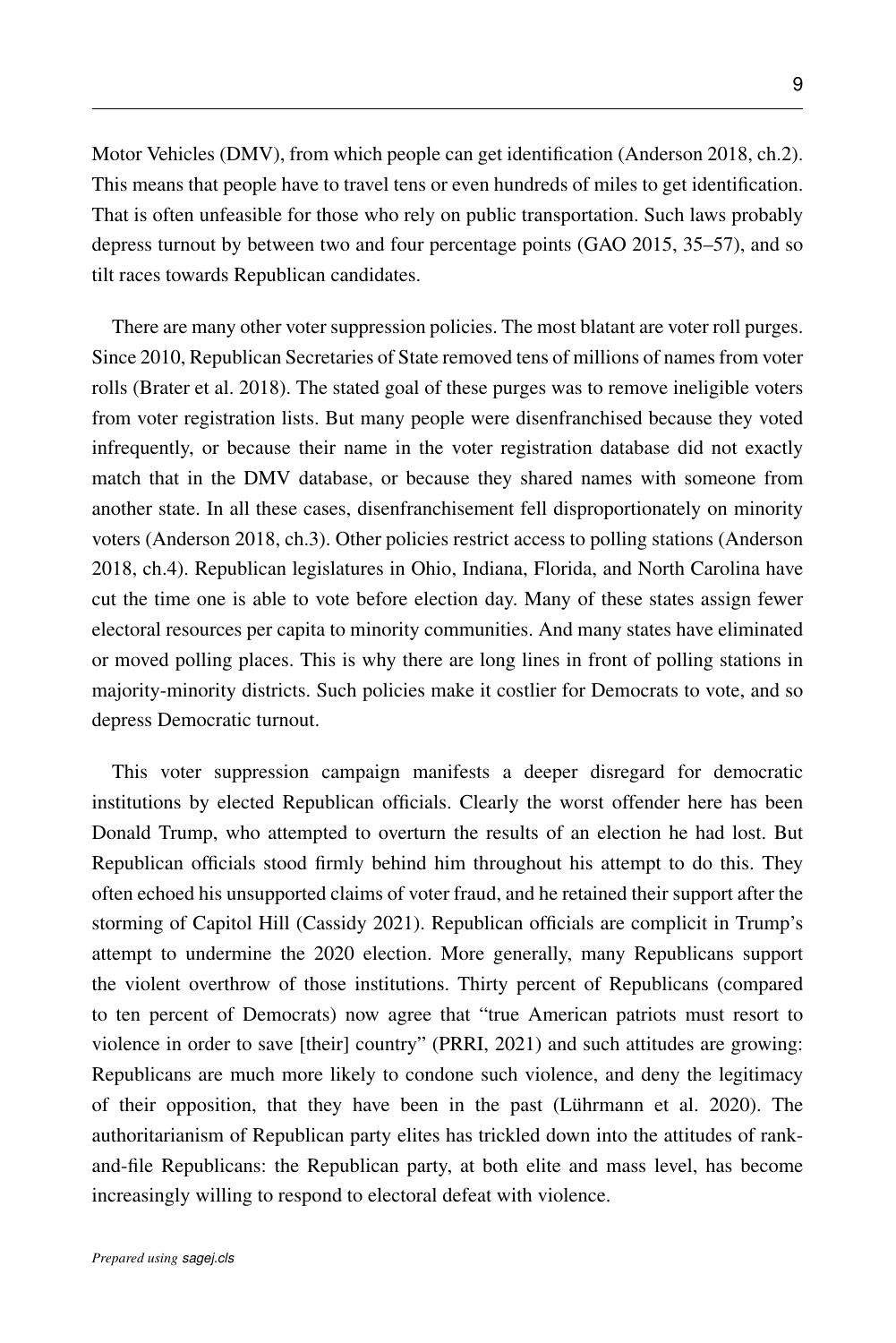Motor Vehicles (DMV), from which people can get identification (Anderson 2018, ch.2). This means that people have to travel tens or even hundreds of miles to get identification. That is often unfeasible for those who rely on public transportation. Such laws probably depress turnout by between two and four percentage points (GAO 2015, 35–57), and so tilt races towards Republican candidates.

There are many other voter suppression policies. The most blatant are voter roll purges. Since 2010, Republican Secretaries of State removed tens of millions of names from voter rolls (Brater et al. 2018). The stated goal of these purges was to remove ineligible voters from voter registration lists. But many people were disenfranchised because they voted infrequently, or because their name in the voter registration database did not exactly match that in the DMV database, or because they shared names with someone from another state. In all these cases, disenfranchisement fell disproportionately on minority voters (Anderson 2018, ch.3). Other policies restrict access to polling stations (Anderson 2018, ch.4). Republican legislatures in Ohio, Indiana, Florida, and North Carolina have cut the time one is able to vote before election day. Many of these states assign fewer electoral resources per capita to minority communities. And many states have eliminated or moved polling places. This is why there are long lines in front of polling stations in majority-minority districts. Such policies make it costlier for Democrats to vote, and so depress Democratic turnout.

This voter suppression campaign manifests a deeper disregard for democratic institutions by elected Republican officials. Clearly the worst offender here has been Donald Trump, who attempted to overturn the results of an election he had lost. But Republican officials stood firmly behind him throughout his attempt to do this. They often echoed his unsupported claims of voter fraud, and he retained their support after the storming of Capitol Hill (Cassidy 2021). Republican officials are complicit in Trump's attempt to undermine the 2020 election. More generally, many Republicans support the violent overthrow of those institutions. Thirty percent of Republicans (compared to ten percent of Democrats) now agree that "true American patriots must resort to violence in order to save [their] country" (PRRI, 2021) and such attitudes are growing: Republicans are much more likely to condone such violence, and deny the legitimacy of their opposition, that they have been in the past (Lührmann et al. 2020). The authoritarianism of Republican party elites has trickled down into the attitudes of rank-and-file Republicans: the Republican party, at both elite and mass level, has become increasingly willing to respond to electoral defeat with violence.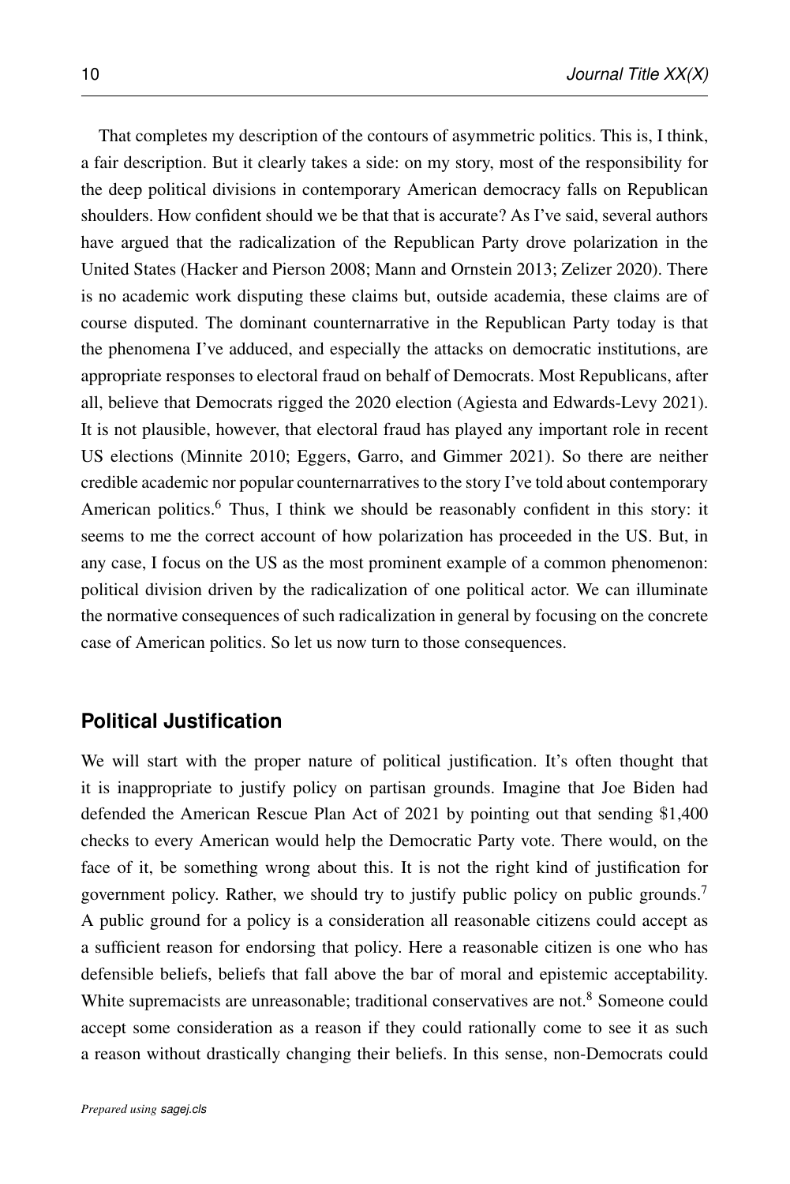That completes my description of the contours of asymmetric politics. This is, I think, a fair description. But it clearly takes a side: on my story, most of the responsibility for the deep political divisions in contemporary American democracy falls on Republican shoulders. How confident should we be that that is accurate? As I've said, several authors have argued that the radicalization of the Republican Party drove polarization in the United States (Hacker and Pierson 2008; Mann and Ornstein 2013; Zelizer 2020). There is no academic work disputing these claims but, outside academia, these claims are of course disputed. The dominant counternarrative in the Republican Party today is that the phenomena I've adduced, and especially the attacks on democratic institutions, are appropriate responses to electoral fraud on behalf of Democrats. Most Republicans, after all, believe that Democrats rigged the 2020 election (Agiesta and Edwards-Levy 2021). It is not plausible, however, that electoral fraud has played any important role in recent US elections (Minnite 2010; Eggers, Garro, and Gimmer 2021). So there are neither credible academic nor popular counternarratives to the story I've told about contemporary American politics.[6] Thus, I think we should be reasonably confident in this story: it seems to me the correct account of how polarization has proceeded in the US. But, in any case, I focus on the US as the most prominent example of a common phenomenon: political division driven by the radicalization of one political actor. We can illuminate the normative consequences of such radicalization in general by focusing on the concrete case of American politics. So let us now turn to those consequences.

## Political Justification

We will start with the proper nature of political justification. It's often thought that it is inappropriate to justify policy on partisan grounds. Imagine that Joe Biden had defended the American Rescue Plan Act of 2021 by pointing out that sending \$1,400 checks to every American would help the Democratic Party vote. There would, on the face of it, be something wrong about this. It is not the right kind of justification for government policy. Rather, we should try to justify public policy on public grounds.[7] A public ground for a policy is a consideration all reasonable citizens could accept as a sufficient reason for endorsing that policy. Here a reasonable citizen is one who has defensible beliefs, beliefs that fall above the bar of moral and epistemic acceptability. White supremacists are unreasonable; traditional conservatives are not.[8] Someone could accept some consideration as a reason if they could rationally come to see it as such a reason without drastically changing their beliefs. In this sense, non-Democrats could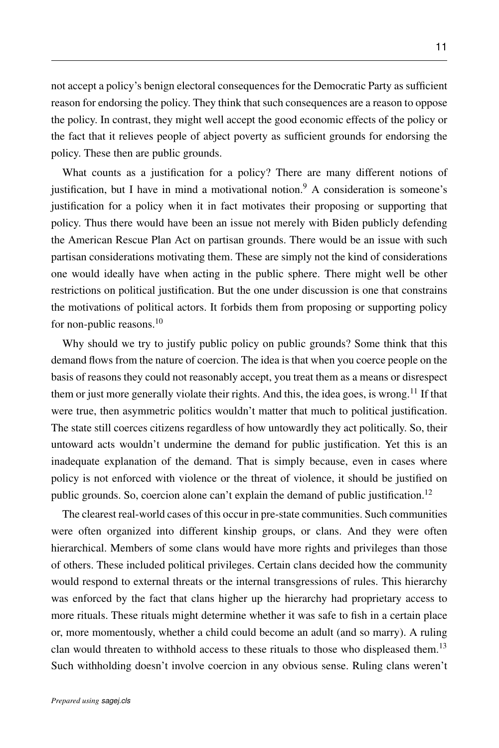not accept a policy's benign electoral consequences for the Democratic Party as sufficient reason for endorsing the policy. They think that such consequences are a reason to oppose the policy. In contrast, they might well accept the good economic effects of the policy or the fact that it relieves people of abject poverty as sufficient grounds for endorsing the policy. These then are public grounds.

What counts as a justification for a policy? There are many different notions of justification, but I have in mind a motivational notion.[9] A consideration is someone's justification for a policy when it in fact motivates their proposing or supporting that policy. Thus there would have been an issue not merely with Biden publicly defending the American Rescue Plan Act on partisan grounds. There would be an issue with such partisan considerations motivating them. These are simply not the kind of considerations one would ideally have when acting in the public sphere. There might well be other restrictions on political justification. But the one under discussion is one that constrains the motivations of political actors. It forbids them from proposing or supporting policy for non-public reasons.[10]

Why should we try to justify public policy on public grounds? Some think that this demand flows from the nature of coercion. The idea is that when you coerce people on the basis of reasons they could not reasonably accept, you treat them as a means or disrespect them or just more generally violate their rights. And this, the idea goes, is wrong.[11] If that were true, then asymmetric politics wouldn't matter that much to political justification. The state still coerces citizens regardless of how untowardly they act politically. So, their untoward acts wouldn't undermine the demand for public justification. Yet this is an inadequate explanation of the demand. That is simply because, even in cases where policy is not enforced with violence or the threat of violence, it should be justified on public grounds. So, coercion alone can't explain the demand of public justification.[12]

The clearest real-world cases of this occur in pre-state communities. Such communities were often organized into different kinship groups, or clans. And they were often hierarchical. Members of some clans would have more rights and privileges than those of others. These included political privileges. Certain clans decided how the community would respond to external threats or the internal transgressions of rules. This hierarchy was enforced by the fact that clans higher up the hierarchy had proprietary access to more rituals. These rituals might determine whether it was safe to fish in a certain place or, more momentously, whether a child could become an adult (and so marry). A ruling clan would threaten to withhold access to these rituals to those who displeased them.[13] Such withholding doesn't involve coercion in any obvious sense. Ruling clans weren't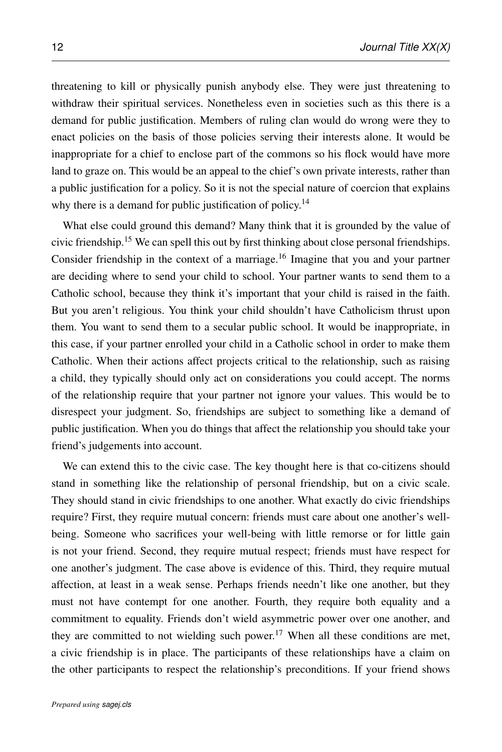threatening to kill or physically punish anybody else. They were just threatening to withdraw their spiritual services. Nonetheless even in societies such as this there is a demand for public justification. Members of ruling clan would do wrong were they to enact policies on the basis of those policies serving their interests alone. It would be inappropriate for a chief to enclose part of the commons so his flock would have more land to graze on. This would be an appeal to the chief's own private interests, rather than a public justification for a policy. So it is not the special nature of coercion that explains why there is a demand for public justification of policy.[14]

What else could ground this demand? Many think that it is grounded by the value of civic friendship.[15] We can spell this out by first thinking about close personal friendships. Consider friendship in the context of a marriage.[16] Imagine that you and your partner are deciding where to send your child to school. Your partner wants to send them to a Catholic school, because they think it's important that your child is raised in the faith. But you aren't religious. You think your child shouldn't have Catholicism thrust upon them. You want to send them to a secular public school. It would be inappropriate, in this case, if your partner enrolled your child in a Catholic school in order to make them Catholic. When their actions affect projects critical to the relationship, such as raising a child, they typically should only act on considerations you could accept. The norms of the relationship require that your partner not ignore your values. This would be to disrespect your judgment. So, friendships are subject to something like a demand of public justification. When you do things that affect the relationship you should take your friend's judgements into account.

We can extend this to the civic case. The key thought here is that co-citizens should stand in something like the relationship of personal friendship, but on a civic scale. They should stand in civic friendships to one another. What exactly do civic friendships require? First, they require mutual concern: friends must care about one another's well-being. Someone who sacrifices your well-being with little remorse or for little gain is not your friend. Second, they require mutual respect; friends must have respect for one another's judgment. The case above is evidence of this. Third, they require mutual affection, at least in a weak sense. Perhaps friends needn't like one another, but they must not have contempt for one another. Fourth, they require both equality and a commitment to equality. Friends don't wield asymmetric power over one another, and they are committed to not wielding such power.[17] When all these conditions are met, a civic friendship is in place. The participants of these relationships have a claim on the other participants to respect the relationship's preconditions. If your friend shows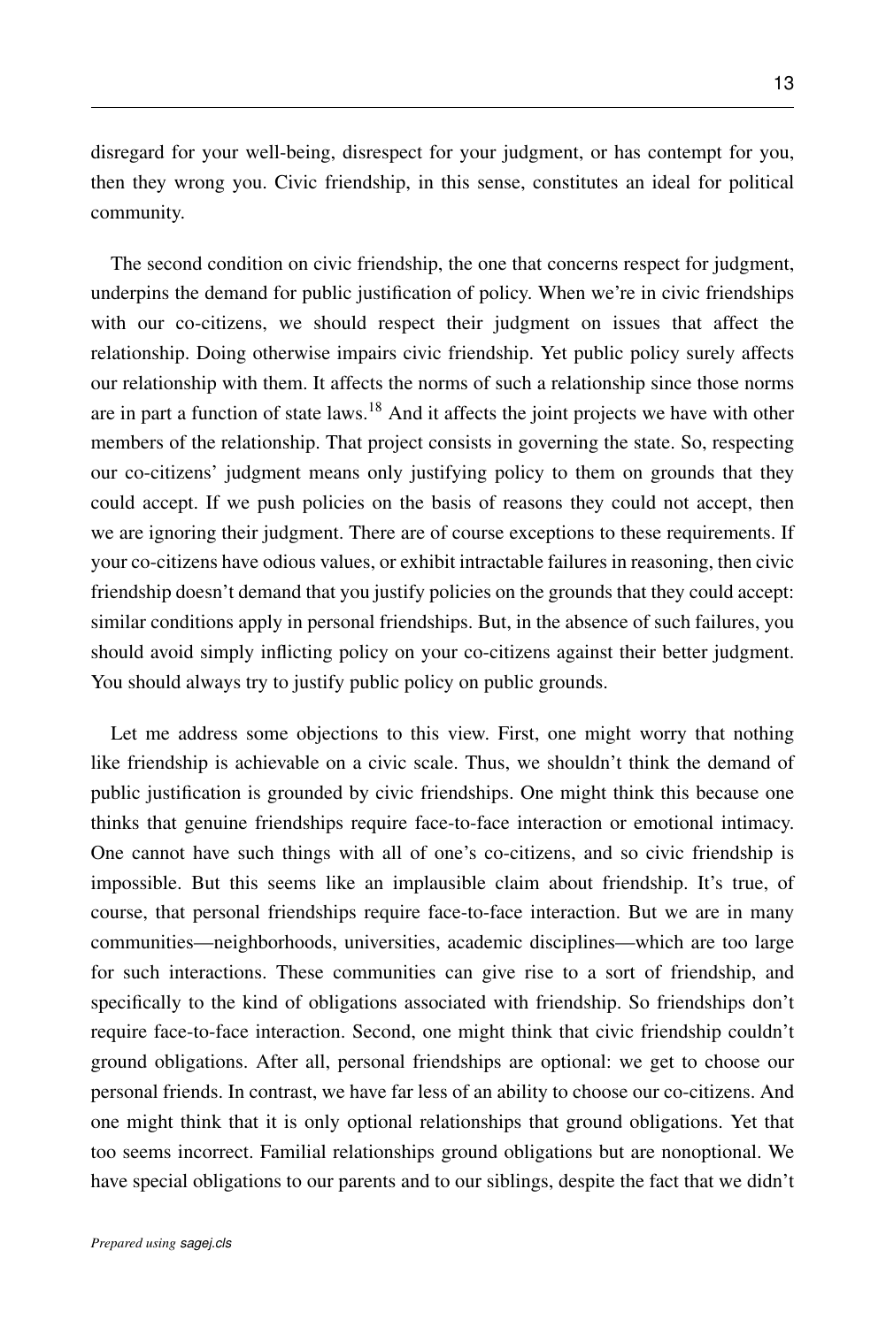disregard for your well-being, disrespect for your judgment, or has contempt for you, then they wrong you. Civic friendship, in this sense, constitutes an ideal for political community.

The second condition on civic friendship, the one that concerns respect for judgment, underpins the demand for public justification of policy. When we're in civic friendships with our co-citizens, we should respect their judgment on issues that affect the relationship. Doing otherwise impairs civic friendship. Yet public policy surely affects our relationship with them. It affects the norms of such a relationship since those norms are in part a function of state laws.[18] And it affects the joint projects we have with other members of the relationship. That project consists in governing the state. So, respecting our co-citizens' judgment means only justifying policy to them on grounds that they could accept. If we push policies on the basis of reasons they could not accept, then we are ignoring their judgment. There are of course exceptions to these requirements. If your co-citizens have odious values, or exhibit intractable failures in reasoning, then civic friendship doesn't demand that you justify policies on the grounds that they could accept: similar conditions apply in personal friendships. But, in the absence of such failures, you should avoid simply inflicting policy on your co-citizens against their better judgment. You should always try to justify public policy on public grounds.

Let me address some objections to this view. First, one might worry that nothing like friendship is achievable on a civic scale. Thus, we shouldn't think the demand of public justification is grounded by civic friendships. One might think this because one thinks that genuine friendships require face-to-face interaction or emotional intimacy. One cannot have such things with all of one's co-citizens, and so civic friendship is impossible. But this seems like an implausible claim about friendship. It's true, of course, that personal friendships require face-to-face interaction. But we are in many communities—neighborhoods, universities, academic disciplines—which are too large for such interactions. These communities can give rise to a sort of friendship, and specifically to the kind of obligations associated with friendship. So friendships don't require face-to-face interaction. Second, one might think that civic friendship couldn't ground obligations. After all, personal friendships are optional: we get to choose our personal friends. In contrast, we have far less of an ability to choose our co-citizens. And one might think that it is only optional relationships that ground obligations. Yet that too seems incorrect. Familial relationships ground obligations but are nonoptional. We have special obligations to our parents and to our siblings, despite the fact that we didn't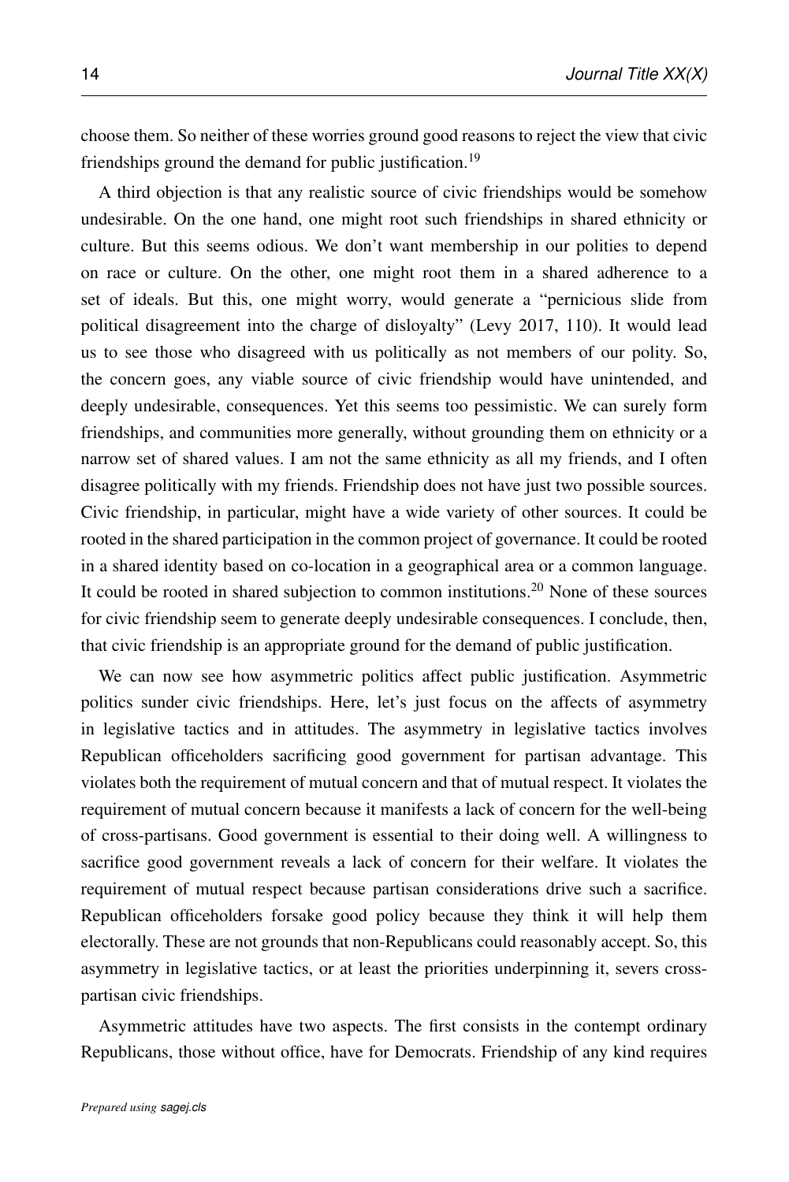choose them. So neither of these worries ground good reasons to reject the view that civic friendships ground the demand for public justification.[19]

A third objection is that any realistic source of civic friendships would be somehow undesirable. On the one hand, one might root such friendships in shared ethnicity or culture. But this seems odious. We don't want membership in our polities to depend on race or culture. On the other, one might root them in a shared adherence to a set of ideals. But this, one might worry, would generate a "pernicious slide from political disagreement into the charge of disloyalty" (Levy 2017, 110). It would lead us to see those who disagreed with us politically as not members of our polity. So, the concern goes, any viable source of civic friendship would have unintended, and deeply undesirable, consequences. Yet this seems too pessimistic. We can surely form friendships, and communities more generally, without grounding them on ethnicity or a narrow set of shared values. I am not the same ethnicity as all my friends, and I often disagree politically with my friends. Friendship does not have just two possible sources. Civic friendship, in particular, might have a wide variety of other sources. It could be rooted in the shared participation in the common project of governance. It could be rooted in a shared identity based on co-location in a geographical area or a common language. It could be rooted in shared subjection to common institutions.[20] None of these sources for civic friendship seem to generate deeply undesirable consequences. I conclude, then, that civic friendship is an appropriate ground for the demand of public justification.

We can now see how asymmetric politics affect public justification. Asymmetric politics sunder civic friendships. Here, let's just focus on the affects of asymmetry in legislative tactics and in attitudes. The asymmetry in legislative tactics involves Republican officeholders sacrificing good government for partisan advantage. This violates both the requirement of mutual concern and that of mutual respect. It violates the requirement of mutual concern because it manifests a lack of concern for the well-being of cross-partisans. Good government is essential to their doing well. A willingness to sacrifice good government reveals a lack of concern for their welfare. It violates the requirement of mutual respect because partisan considerations drive such a sacrifice. Republican officeholders forsake good policy because they think it will help them electorally. These are not grounds that non-Republicans could reasonably accept. So, this asymmetry in legislative tactics, or at least the priorities underpinning it, severs cross-partisan civic friendships.

Asymmetric attitudes have two aspects. The first consists in the contempt ordinary Republicans, those without office, have for Democrats. Friendship of any kind requires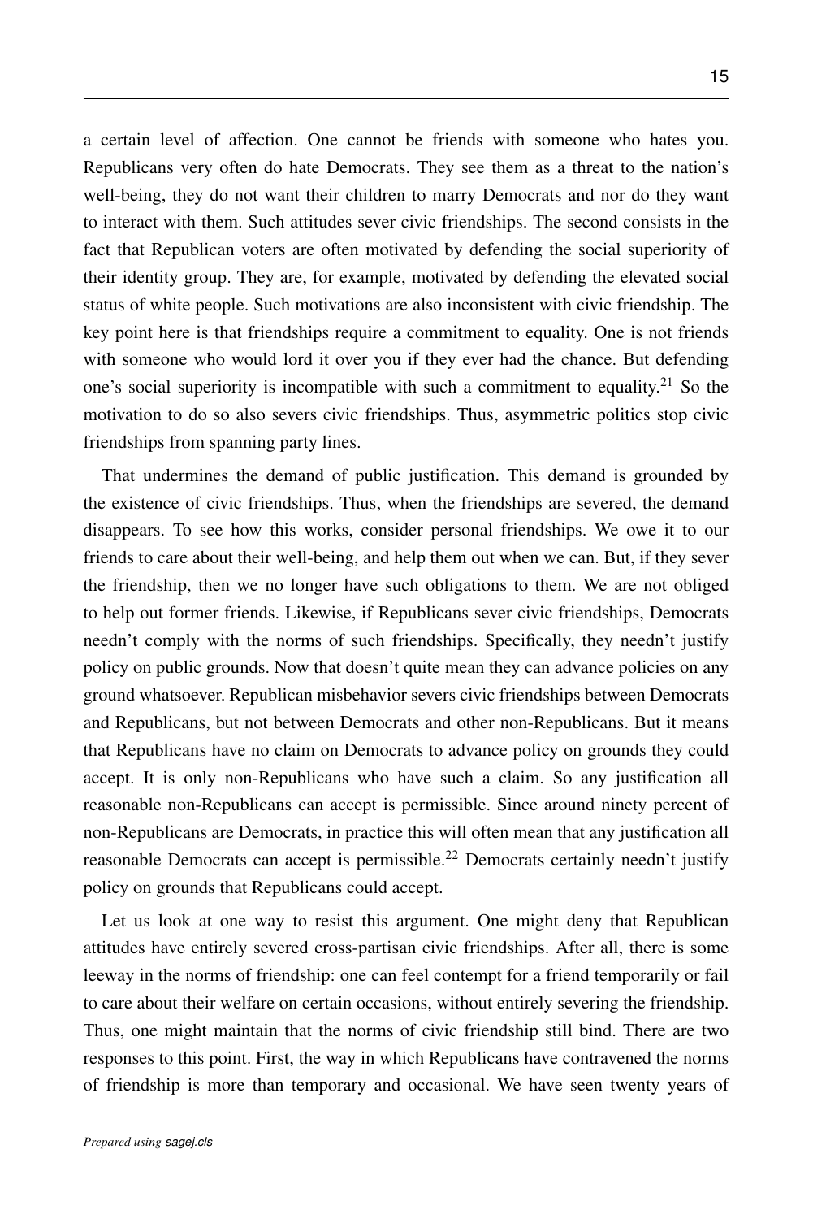a certain level of affection. One cannot be friends with someone who hates you. Republicans very often do hate Democrats. They see them as a threat to the nation's well-being, they do not want their children to marry Democrats and nor do they want to interact with them. Such attitudes sever civic friendships. The second consists in the fact that Republican voters are often motivated by defending the social superiority of their identity group. They are, for example, motivated by defending the elevated social status of white people. Such motivations are also inconsistent with civic friendship. The key point here is that friendships require a commitment to equality. One is not friends with someone who would lord it over you if they ever had the chance. But defending one's social superiority is incompatible with such a commitment to equality.[21] So the motivation to do so also severs civic friendships. Thus, asymmetric politics stop civic friendships from spanning party lines.

That undermines the demand of public justification. This demand is grounded by the existence of civic friendships. Thus, when the friendships are severed, the demand disappears. To see how this works, consider personal friendships. We owe it to our friends to care about their well-being, and help them out when we can. But, if they sever the friendship, then we no longer have such obligations to them. We are not obliged to help out former friends. Likewise, if Republicans sever civic friendships, Democrats needn't comply with the norms of such friendships. Specifically, they needn't justify policy on public grounds. Now that doesn't quite mean they can advance policies on any ground whatsoever. Republican misbehavior severs civic friendships between Democrats and Republicans, but not between Democrats and other non-Republicans. But it means that Republicans have no claim on Democrats to advance policy on grounds they could accept. It is only non-Republicans who have such a claim. So any justification all reasonable non-Republicans can accept is permissible. Since around ninety percent of non-Republicans are Democrats, in practice this will often mean that any justification all reasonable Democrats can accept is permissible.[22] Democrats certainly needn't justify policy on grounds that Republicans could accept.

Let us look at one way to resist this argument. One might deny that Republican attitudes have entirely severed cross-partisan civic friendships. After all, there is some leeway in the norms of friendship: one can feel contempt for a friend temporarily or fail to care about their welfare on certain occasions, without entirely severing the friendship. Thus, one might maintain that the norms of civic friendship still bind. There are two responses to this point. First, the way in which Republicans have contravened the norms of friendship is more than temporary and occasional. We have seen twenty years of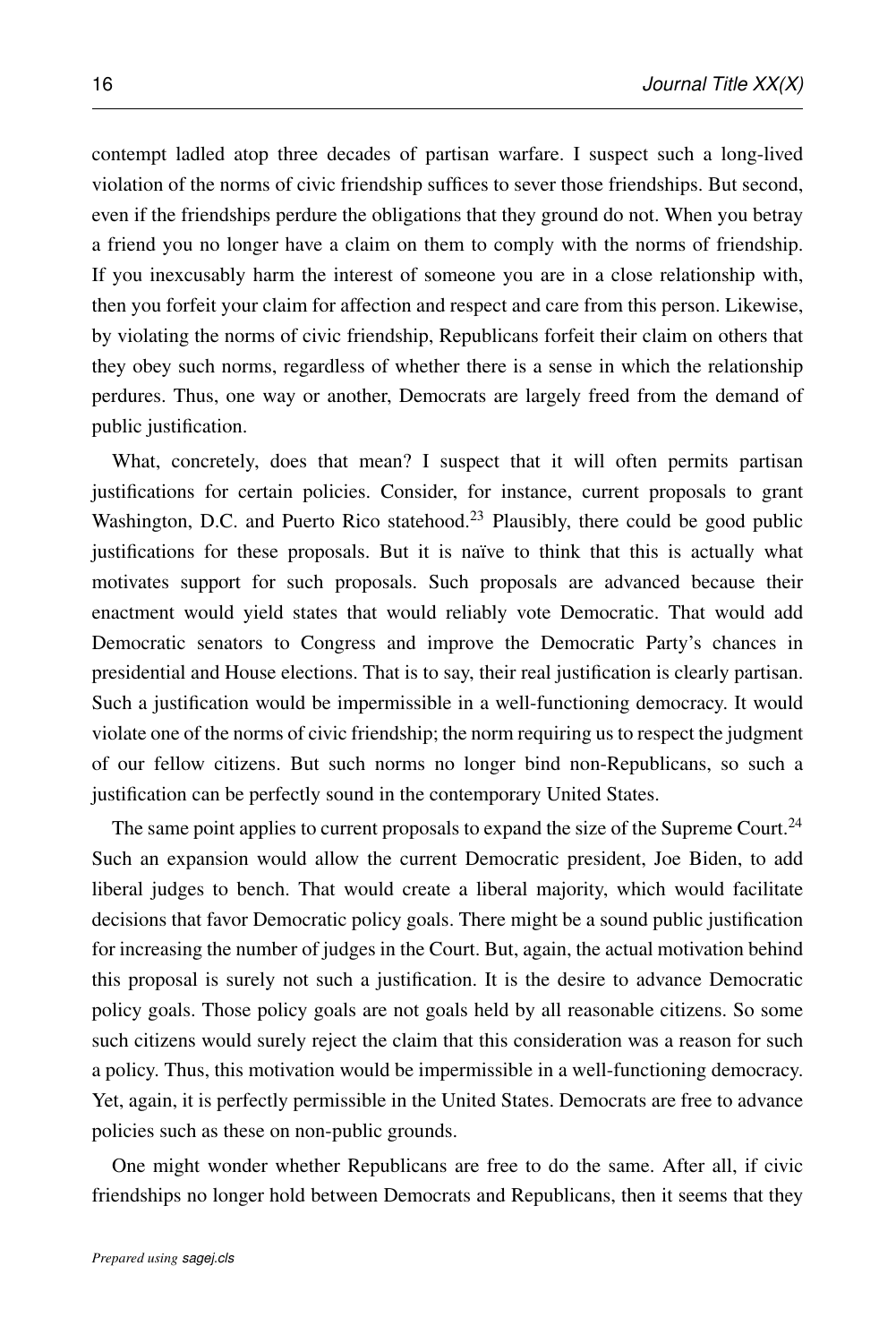contempt ladled atop three decades of partisan warfare. I suspect such a long-lived violation of the norms of civic friendship suffices to sever those friendships. But second, even if the friendships perdure the obligations that they ground do not. When you betray a friend you no longer have a claim on them to comply with the norms of friendship. If you inexcusably harm the interest of someone you are in a close relationship with, then you forfeit your claim for affection and respect and care from this person. Likewise, by violating the norms of civic friendship, Republicans forfeit their claim on others that they obey such norms, regardless of whether there is a sense in which the relationship perdures. Thus, one way or another, Democrats are largely freed from the demand of public justification.

What, concretely, does that mean? I suspect that it will often permits partisan justifications for certain policies. Consider, for instance, current proposals to grant Washington, D.C. and Puerto Rico statehood.[23] Plausibly, there could be good public justifications for these proposals. But it is naïve to think that this is actually what motivates support for such proposals. Such proposals are advanced because their enactment would yield states that would reliably vote Democratic. That would add Democratic senators to Congress and improve the Democratic Party's chances in presidential and House elections. That is to say, their real justification is clearly partisan. Such a justification would be impermissible in a well-functioning democracy. It would violate one of the norms of civic friendship; the norm requiring us to respect the judgment of our fellow citizens. But such norms no longer bind non-Republicans, so such a justification can be perfectly sound in the contemporary United States.

The same point applies to current proposals to expand the size of the Supreme Court.[24] Such an expansion would allow the current Democratic president, Joe Biden, to add liberal judges to bench. That would create a liberal majority, which would facilitate decisions that favor Democratic policy goals. There might be a sound public justification for increasing the number of judges in the Court. But, again, the actual motivation behind this proposal is surely not such a justification. It is the desire to advance Democratic policy goals. Those policy goals are not goals held by all reasonable citizens. So some such citizens would surely reject the claim that this consideration was a reason for such a policy. Thus, this motivation would be impermissible in a well-functioning democracy. Yet, again, it is perfectly permissible in the United States. Democrats are free to advance policies such as these on non-public grounds.

One might wonder whether Republicans are free to do the same. After all, if civic friendships no longer hold between Democrats and Republicans, then it seems that they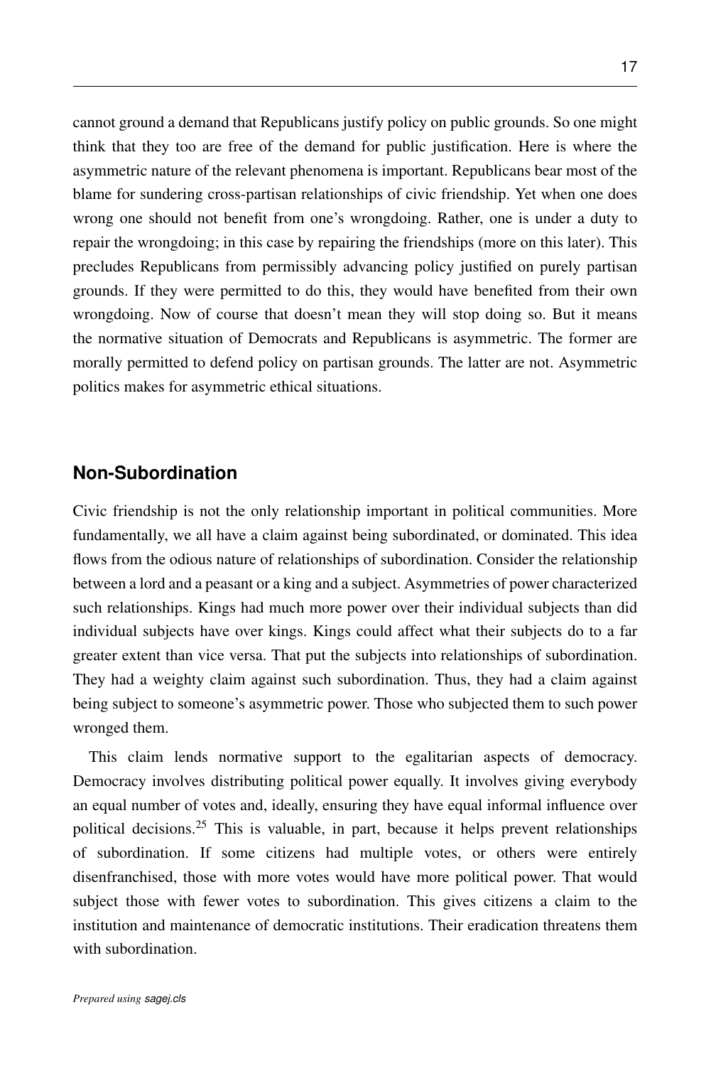cannot ground a demand that Republicans justify policy on public grounds. So one might think that they too are free of the demand for public justification. Here is where the asymmetric nature of the relevant phenomena is important. Republicans bear most of the blame for sundering cross-partisan relationships of civic friendship. Yet when one does wrong one should not benefit from one's wrongdoing. Rather, one is under a duty to repair the wrongdoing; in this case by repairing the friendships (more on this later). This precludes Republicans from permissibly advancing policy justified on purely partisan grounds. If they were permitted to do this, they would have benefited from their own wrongdoing. Now of course that doesn't mean they will stop doing so. But it means the normative situation of Democrats and Republicans is asymmetric. The former are morally permitted to defend policy on partisan grounds. The latter are not. Asymmetric politics makes for asymmetric ethical situations.

## Non-Subordination

Civic friendship is not the only relationship important in political communities. More fundamentally, we all have a claim against being subordinated, or dominated. This idea flows from the odious nature of relationships of subordination. Consider the relationship between a lord and a peasant or a king and a subject. Asymmetries of power characterized such relationships. Kings had much more power over their individual subjects than did individual subjects have over kings. Kings could affect what their subjects do to a far greater extent than vice versa. That put the subjects into relationships of subordination. They had a weighty claim against such subordination. Thus, they had a claim against being subject to someone's asymmetric power. Those who subjected them to such power wronged them.

This claim lends normative support to the egalitarian aspects of democracy. Democracy involves distributing political power equally. It involves giving everybody an equal number of votes and, ideally, ensuring they have equal informal influence over political decisions.[25] This is valuable, in part, because it helps prevent relationships of subordination. If some citizens had multiple votes, or others were entirely disenfranchised, those with more votes would have more political power. That would subject those with fewer votes to subordination. This gives citizens a claim to the institution and maintenance of democratic institutions. Their eradication threatens them with subordination.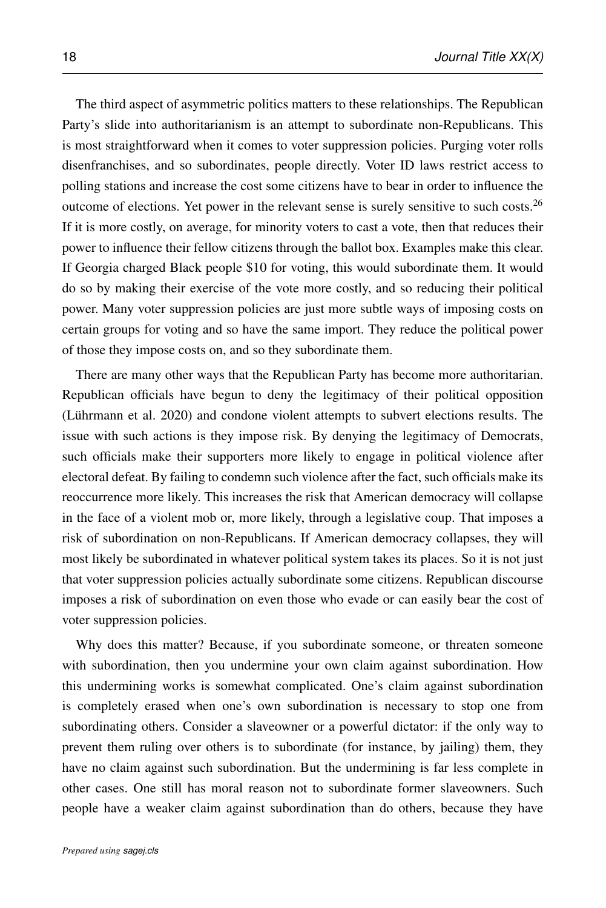The third aspect of asymmetric politics matters to these relationships. The Republican Party's slide into authoritarianism is an attempt to subordinate non-Republicans. This is most straightforward when it comes to voter suppression policies. Purging voter rolls disenfranchises, and so subordinates, people directly. Voter ID laws restrict access to polling stations and increase the cost some citizens have to bear in order to influence the outcome of elections. Yet power in the relevant sense is surely sensitive to such costs.[26] If it is more costly, on average, for minority voters to cast a vote, then that reduces their power to influence their fellow citizens through the ballot box. Examples make this clear. If Georgia charged Black people $10 for voting, this would subordinate them. It would do so by making their exercise of the vote more costly, and so reducing their political power. Many voter suppression policies are just more subtle ways of imposing costs on certain groups for voting and so have the same import. They reduce the political power of those they impose costs on, and so they subordinate them.

There are many other ways that the Republican Party has become more authoritarian. Republican officials have begun to deny the legitimacy of their political opposition (Lührmann et al. 2020) and condone violent attempts to subvert elections results. The issue with such actions is they impose risk. By denying the legitimacy of Democrats, such officials make their supporters more likely to engage in political violence after electoral defeat. By failing to condemn such violence after the fact, such officials make its reoccurrence more likely. This increases the risk that American democracy will collapse in the face of a violent mob or, more likely, through a legislative coup. That imposes a risk of subordination on non-Republicans. If American democracy collapses, they will most likely be subordinated in whatever political system takes its places. So it is not just that voter suppression policies actually subordinate some citizens. Republican discourse imposes a risk of subordination on even those who evade or can easily bear the cost of voter suppression policies.

Why does this matter? Because, if you subordinate someone, or threaten someone with subordination, then you undermine your own claim against subordination. How this undermining works is somewhat complicated. One's claim against subordination is completely erased when one's own subordination is necessary to stop one from subordinating others. Consider a slaveowner or a powerful dictator: if the only way to prevent them ruling over others is to subordinate (for instance, by jailing) them, they have no claim against such subordination. But the undermining is far less complete in other cases. One still has moral reason not to subordinate former slaveowners. Such people have a weaker claim against subordination than do others, because they have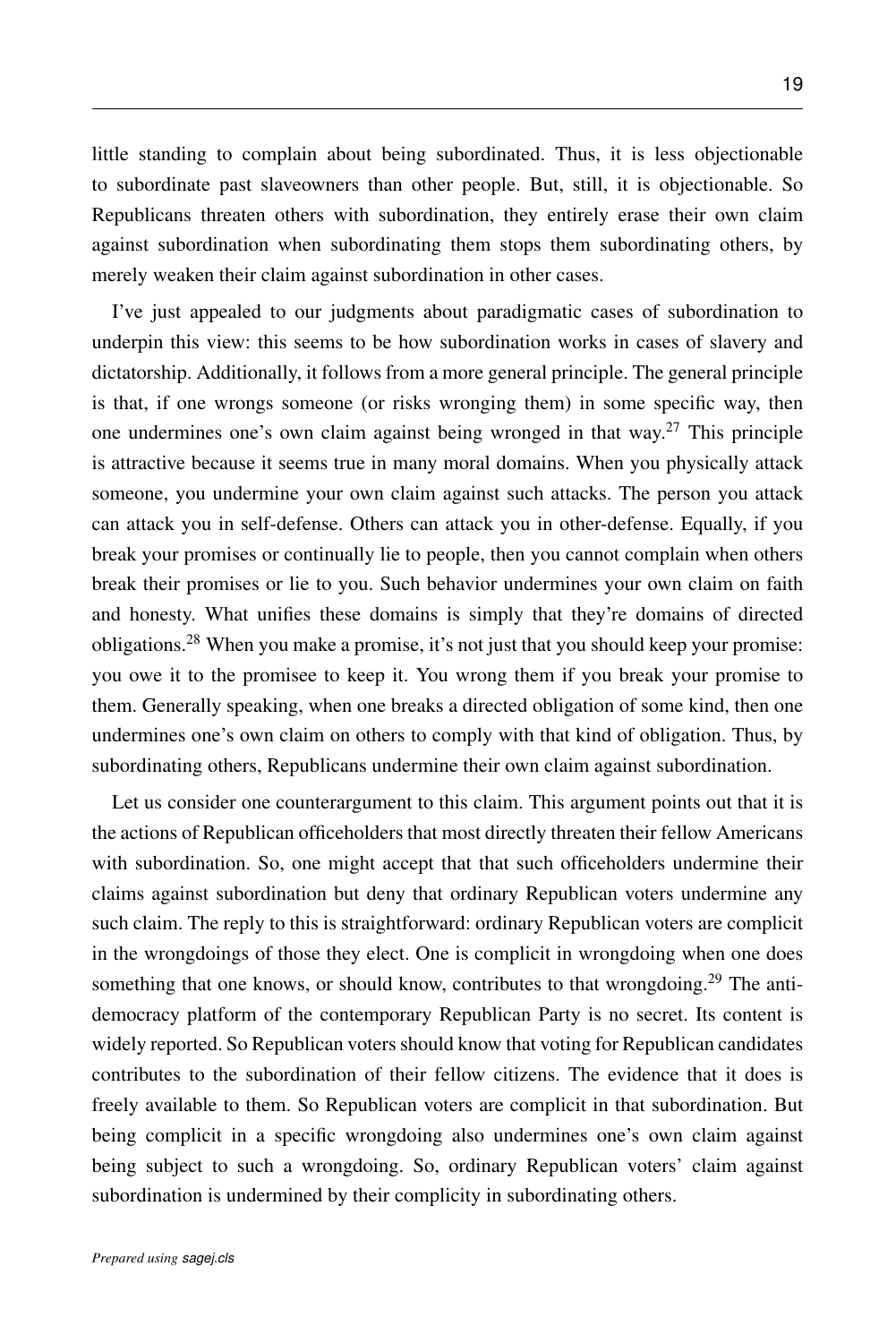little standing to complain about being subordinated. Thus, it is less objectionable to subordinate past slaveowners than other people. But, still, it is objectionable. So Republicans threaten others with subordination, they entirely erase their own claim against subordination when subordinating them stops them subordinating others, by merely weaken their claim against subordination in other cases.

I've just appealed to our judgments about paradigmatic cases of subordination to underpin this view: this seems to be how subordination works in cases of slavery and dictatorship. Additionally, it follows from a more general principle. The general principle is that, if one wrongs someone (or risks wronging them) in some specific way, then one undermines one's own claim against being wronged in that way.[27] This principle is attractive because it seems true in many moral domains. When you physically attack someone, you undermine your own claim against such attacks. The person you attack can attack you in self-defense. Others can attack you in other-defense. Equally, if you break your promises or continually lie to people, then you cannot complain when others break their promises or lie to you. Such behavior undermines your own claim on faith and honesty. What unifies these domains is simply that they're domains of directed obligations.[28] When you make a promise, it's not just that you should keep your promise: you owe it to the promisee to keep it. You wrong them if you break your promise to them. Generally speaking, when one breaks a directed obligation of some kind, then one undermines one's own claim on others to comply with that kind of obligation. Thus, by subordinating others, Republicans undermine their own claim against subordination.

Let us consider one counterargument to this claim. This argument points out that it is the actions of Republican officeholders that most directly threaten their fellow Americans with subordination. So, one might accept that that such officeholders undermine their claims against subordination but deny that ordinary Republican voters undermine any such claim. The reply to this is straightforward: ordinary Republican voters are complicit in the wrongdoings of those they elect. One is complicit in wrongdoing when one does something that one knows, or should know, contributes to that wrongdoing.[29] The anti-democracy platform of the contemporary Republican Party is no secret. Its content is widely reported. So Republican voters should know that voting for Republican candidates contributes to the subordination of their fellow citizens. The evidence that it does is freely available to them. So Republican voters are complicit in that subordination. But being complicit in a specific wrongdoing also undermines one's own claim against being subject to such a wrongdoing. So, ordinary Republican voters' claim against subordination is undermined by their complicity in subordinating others.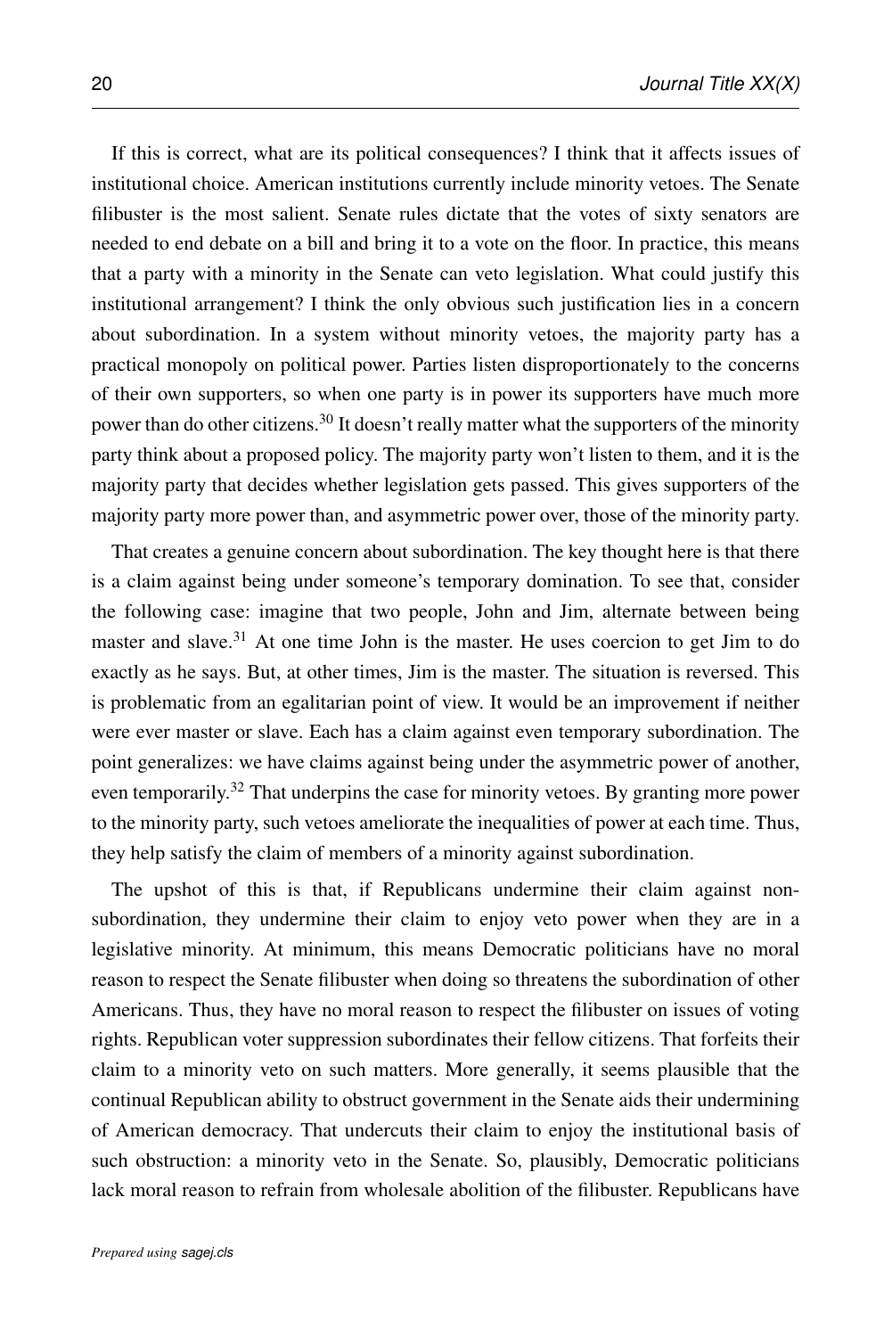If this is correct, what are its political consequences? I think that it affects issues of institutional choice. American institutions currently include minority vetoes. The Senate filibuster is the most salient. Senate rules dictate that the votes of sixty senators are needed to end debate on a bill and bring it to a vote on the floor. In practice, this means that a party with a minority in the Senate can veto legislation. What could justify this institutional arrangement? I think the only obvious such justification lies in a concern about subordination. In a system without minority vetoes, the majority party has a practical monopoly on political power. Parties listen disproportionately to the concerns of their own supporters, so when one party is in power its supporters have much more power than do other citizens.[30] It doesn't really matter what the supporters of the minority party think about a proposed policy. The majority party won't listen to them, and it is the majority party that decides whether legislation gets passed. This gives supporters of the majority party more power than, and asymmetric power over, those of the minority party.

That creates a genuine concern about subordination. The key thought here is that there is a claim against being under someone's temporary domination. To see that, consider the following case: imagine that two people, John and Jim, alternate between being master and slave.[31] At one time John is the master. He uses coercion to get Jim to do exactly as he says. But, at other times, Jim is the master. The situation is reversed. This is problematic from an egalitarian point of view. It would be an improvement if neither were ever master or slave. Each has a claim against even temporary subordination. The point generalizes: we have claims against being under the asymmetric power of another, even temporarily.[32] That underpins the case for minority vetoes. By granting more power to the minority party, such vetoes ameliorate the inequalities of power at each time. Thus, they help satisfy the claim of members of a minority against subordination.

The upshot of this is that, if Republicans undermine their claim against non-subordination, they undermine their claim to enjoy veto power when they are in a legislative minority. At minimum, this means Democratic politicians have no moral reason to respect the Senate filibuster when doing so threatens the subordination of other Americans. Thus, they have no moral reason to respect the filibuster on issues of voting rights. Republican voter suppression subordinates their fellow citizens. That forfeits their claim to a minority veto on such matters. More generally, it seems plausible that the continual Republican ability to obstruct government in the Senate aids their undermining of American democracy. That undercuts their claim to enjoy the institutional basis of such obstruction: a minority veto in the Senate. So, plausibly, Democratic politicians lack moral reason to refrain from wholesale abolition of the filibuster. Republicans have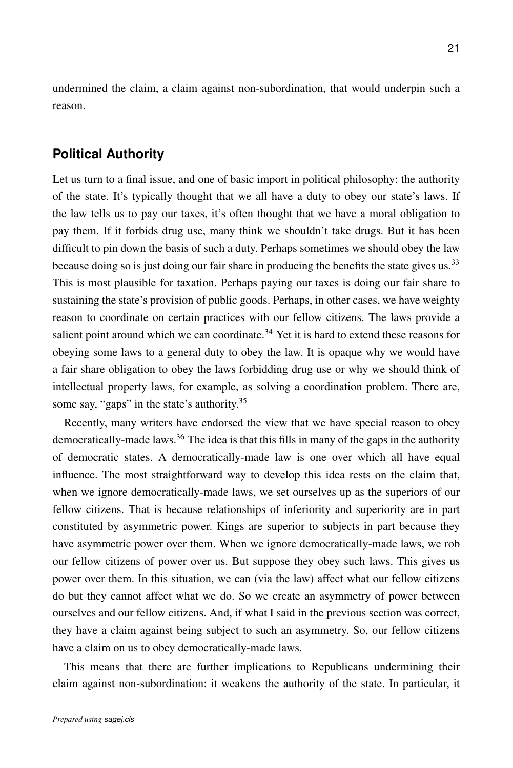undermined the claim, a claim against non-subordination, that would underpin such a reason.

## Political Authority

Let us turn to a final issue, and one of basic import in political philosophy: the authority of the state. It's typically thought that we all have a duty to obey our state's laws. If the law tells us to pay our taxes, it's often thought that we have a moral obligation to pay them. If it forbids drug use, many think we shouldn't take drugs. But it has been difficult to pin down the basis of such a duty. Perhaps sometimes we should obey the law because doing so is just doing our fair share in producing the benefits the state gives us.[33] This is most plausible for taxation. Perhaps paying our taxes is doing our fair share to sustaining the state's provision of public goods. Perhaps, in other cases, we have weighty reason to coordinate on certain practices with our fellow citizens. The laws provide a salient point around which we can coordinate.[34] Yet it is hard to extend these reasons for obeying some laws to a general duty to obey the law. It is opaque why we would have a fair share obligation to obey the laws forbidding drug use or why we should think of intellectual property laws, for example, as solving a coordination problem. There are, some say, "gaps" in the state's authority.[35]

Recently, many writers have endorsed the view that we have special reason to obey democratically-made laws.[36] The idea is that this fills in many of the gaps in the authority of democratic states. A democratically-made law is one over which all have equal influence. The most straightforward way to develop this idea rests on the claim that, when we ignore democratically-made laws, we set ourselves up as the superiors of our fellow citizens. That is because relationships of inferiority and superiority are in part constituted by asymmetric power. Kings are superior to subjects in part because they have asymmetric power over them. When we ignore democratically-made laws, we rob our fellow citizens of power over us. But suppose they obey such laws. This gives us power over them. In this situation, we can (via the law) affect what our fellow citizens do but they cannot affect what we do. So we create an asymmetry of power between ourselves and our fellow citizens. And, if what I said in the previous section was correct, they have a claim against being subject to such an asymmetry. So, our fellow citizens have a claim on us to obey democratically-made laws.

This means that there are further implications to Republicans undermining their claim against non-subordination: it weakens the authority of the state. In particular, it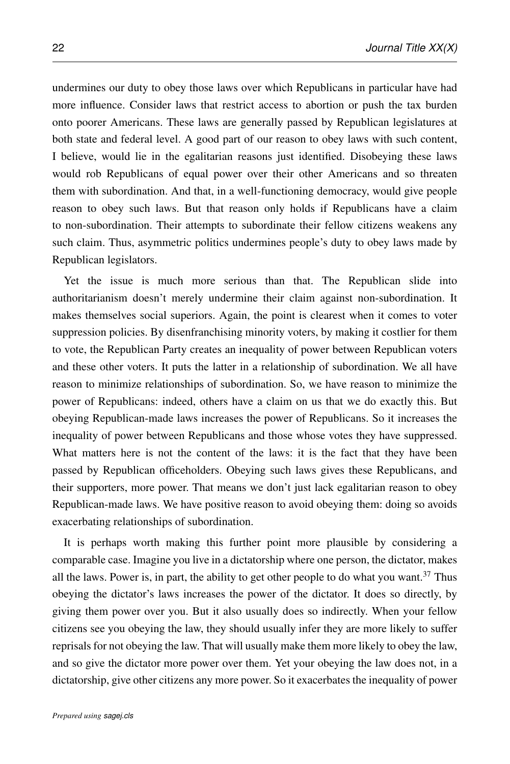undermines our duty to obey those laws over which Republicans in particular have had more influence. Consider laws that restrict access to abortion or push the tax burden onto poorer Americans. These laws are generally passed by Republican legislatures at both state and federal level. A good part of our reason to obey laws with such content, I believe, would lie in the egalitarian reasons just identified. Disobeying these laws would rob Republicans of equal power over their other Americans and so threaten them with subordination. And that, in a well-functioning democracy, would give people reason to obey such laws. But that reason only holds if Republicans have a claim to non-subordination. Their attempts to subordinate their fellow citizens weakens any such claim. Thus, asymmetric politics undermines people's duty to obey laws made by Republican legislators.

Yet the issue is much more serious than that. The Republican slide into authoritarianism doesn't merely undermine their claim against non-subordination. It makes themselves social superiors. Again, the point is clearest when it comes to voter suppression policies. By disenfranchising minority voters, by making it costlier for them to vote, the Republican Party creates an inequality of power between Republican voters and these other voters. It puts the latter in a relationship of subordination. We all have reason to minimize relationships of subordination. So, we have reason to minimize the power of Republicans: indeed, others have a claim on us that we do exactly this. But obeying Republican-made laws increases the power of Republicans. So it increases the inequality of power between Republicans and those whose votes they have suppressed. What matters here is not the content of the laws: it is the fact that they have been passed by Republican officeholders. Obeying such laws gives these Republicans, and their supporters, more power. That means we don't just lack egalitarian reason to obey Republican-made laws. We have positive reason to avoid obeying them: doing so avoids exacerbating relationships of subordination.

It is perhaps worth making this further point more plausible by considering a comparable case. Imagine you live in a dictatorship where one person, the dictator, makes all the laws. Power is, in part, the ability to get other people to do what you want.[37] Thus obeying the dictator's laws increases the power of the dictator. It does so directly, by giving them power over you. But it also usually does so indirectly. When your fellow citizens see you obeying the law, they should usually infer they are more likely to suffer reprisals for not obeying the law. That will usually make them more likely to obey the law, and so give the dictator more power over them. Yet your obeying the law does not, in a dictatorship, give other citizens any more power. So it exacerbates the inequality of power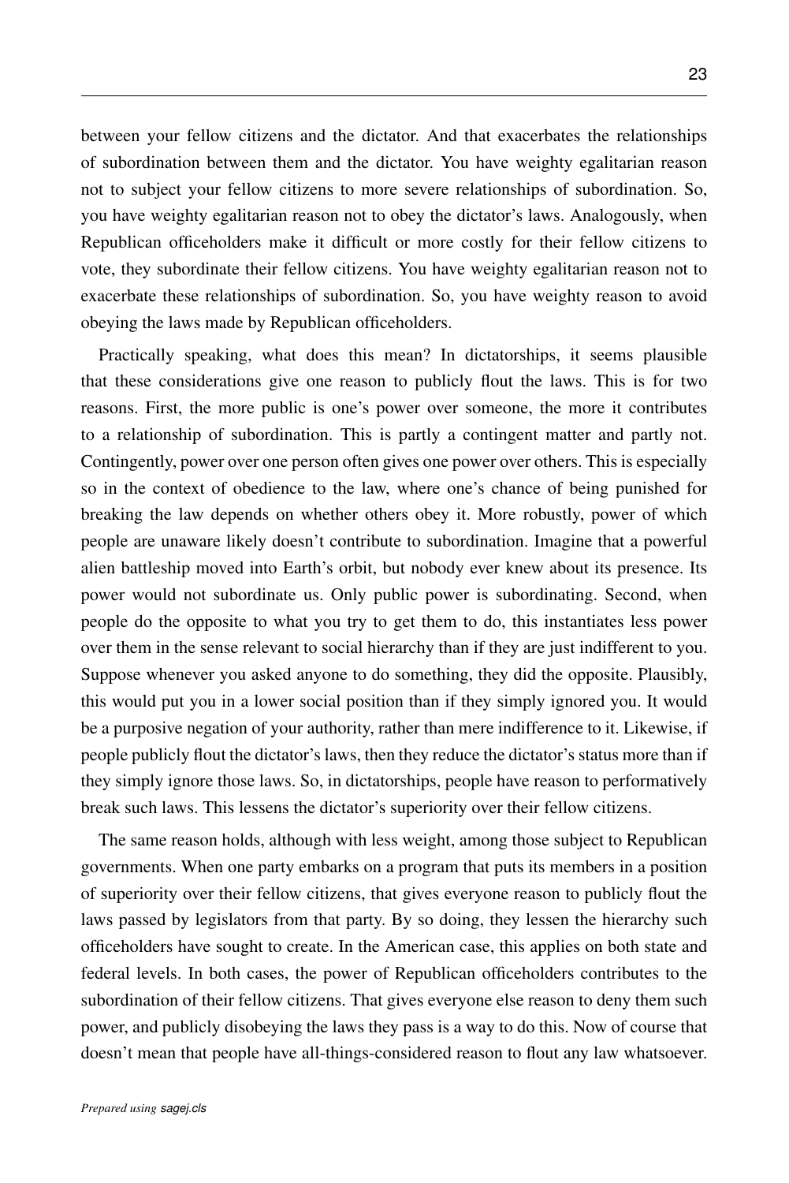between your fellow citizens and the dictator. And that exacerbates the relationships of subordination between them and the dictator. You have weighty egalitarian reason not to subject your fellow citizens to more severe relationships of subordination. So, you have weighty egalitarian reason not to obey the dictator's laws. Analogously, when Republican officeholders make it difficult or more costly for their fellow citizens to vote, they subordinate their fellow citizens. You have weighty egalitarian reason not to exacerbate these relationships of subordination. So, you have weighty reason to avoid obeying the laws made by Republican officeholders.

Practically speaking, what does this mean? In dictatorships, it seems plausible that these considerations give one reason to publicly flout the laws. This is for two reasons. First, the more public is one's power over someone, the more it contributes to a relationship of subordination. This is partly a contingent matter and partly not. Contingently, power over one person often gives one power over others. This is especially so in the context of obedience to the law, where one's chance of being punished for breaking the law depends on whether others obey it. More robustly, power of which people are unaware likely doesn't contribute to subordination. Imagine that a powerful alien battleship moved into Earth's orbit, but nobody ever knew about its presence. Its power would not subordinate us. Only public power is subordinating. Second, when people do the opposite to what you try to get them to do, this instantiates less power over them in the sense relevant to social hierarchy than if they are just indifferent to you. Suppose whenever you asked anyone to do something, they did the opposite. Plausibly, this would put you in a lower social position than if they simply ignored you. It would be a purposive negation of your authority, rather than mere indifference to it. Likewise, if people publicly flout the dictator's laws, then they reduce the dictator's status more than if they simply ignore those laws. So, in dictatorships, people have reason to performatively break such laws. This lessens the dictator's superiority over their fellow citizens.

The same reason holds, although with less weight, among those subject to Republican governments. When one party embarks on a program that puts its members in a position of superiority over their fellow citizens, that gives everyone reason to publicly flout the laws passed by legislators from that party. By so doing, they lessen the hierarchy such officeholders have sought to create. In the American case, this applies on both state and federal levels. In both cases, the power of Republican officeholders contributes to the subordination of their fellow citizens. That gives everyone else reason to deny them such power, and publicly disobeying the laws they pass is a way to do this. Now of course that doesn't mean that people have all-things-considered reason to flout any law whatsoever.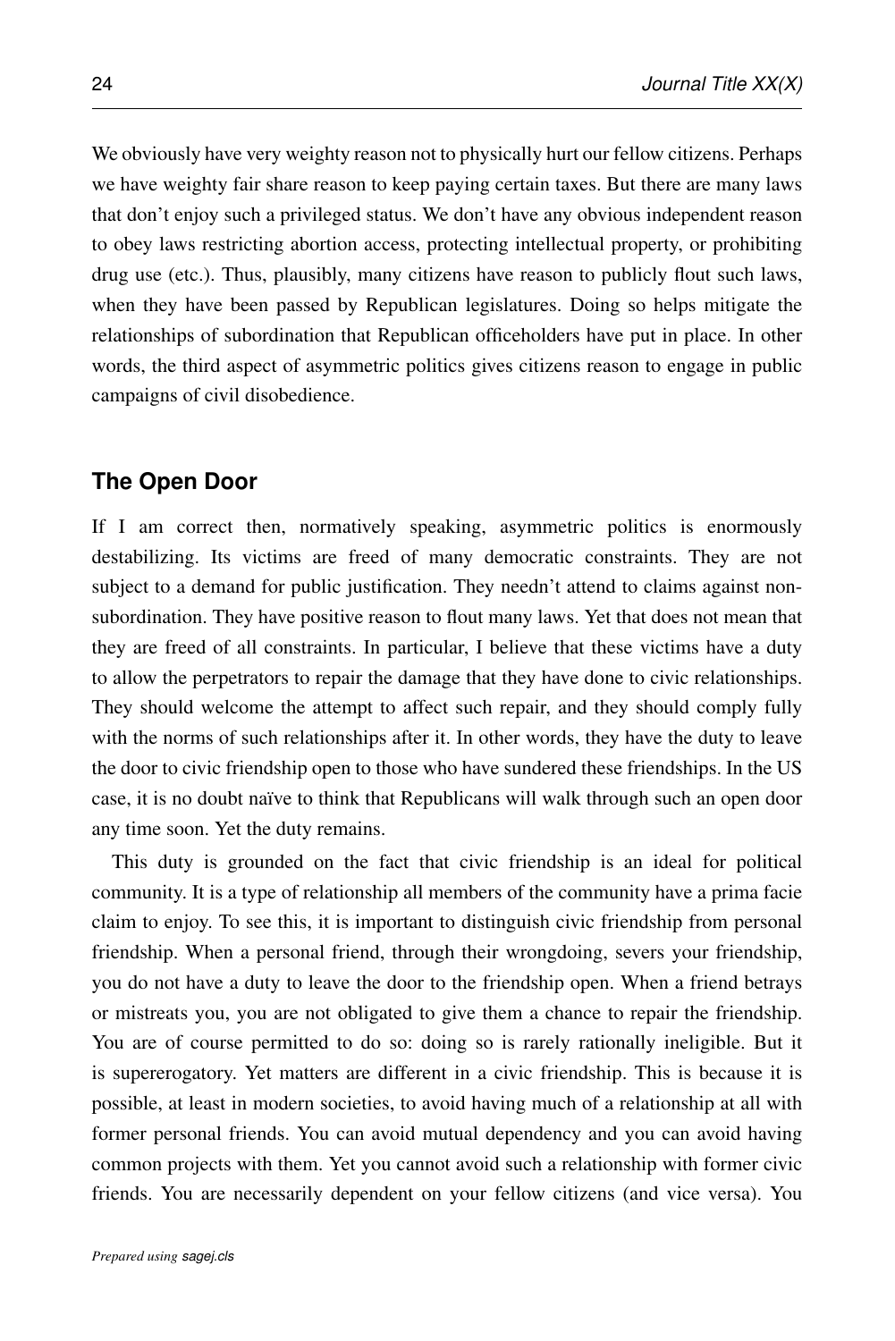We obviously have very weighty reason not to physically hurt our fellow citizens. Perhaps we have weighty fair share reason to keep paying certain taxes. But there are many laws that don't enjoy such a privileged status. We don't have any obvious independent reason to obey laws restricting abortion access, protecting intellectual property, or prohibiting drug use (etc.). Thus, plausibly, many citizens have reason to publicly flout such laws, when they have been passed by Republican legislatures. Doing so helps mitigate the relationships of subordination that Republican officeholders have put in place. In other words, the third aspect of asymmetric politics gives citizens reason to engage in public campaigns of civil disobedience.

## The Open Door

If I am correct then, normatively speaking, asymmetric politics is enormously destabilizing. Its victims are freed of many democratic constraints. They are not subject to a demand for public justification. They needn't attend to claims against non-subordination. They have positive reason to flout many laws. Yet that does not mean that they are freed of all constraints. In particular, I believe that these victims have a duty to allow the perpetrators to repair the damage that they have done to civic relationships. They should welcome the attempt to affect such repair, and they should comply fully with the norms of such relationships after it. In other words, they have the duty to leave the door to civic friendship open to those who have sundered these friendships. In the US case, it is no doubt naïve to think that Republicans will walk through such an open door any time soon. Yet the duty remains.

This duty is grounded on the fact that civic friendship is an ideal for political community. It is a type of relationship all members of the community have a prima facie claim to enjoy. To see this, it is important to distinguish civic friendship from personal friendship. When a personal friend, through their wrongdoing, severs your friendship, you do not have a duty to leave the door to the friendship open. When a friend betrays or mistreats you, you are not obligated to give them a chance to repair the friendship. You are of course permitted to do so: doing so is rarely rationally ineligible. But it is supererogatory. Yet matters are different in a civic friendship. This is because it is possible, at least in modern societies, to avoid having much of a relationship at all with former personal friends. You can avoid mutual dependency and you can avoid having common projects with them. Yet you cannot avoid such a relationship with former civic friends. You are necessarily dependent on your fellow citizens (and vice versa). You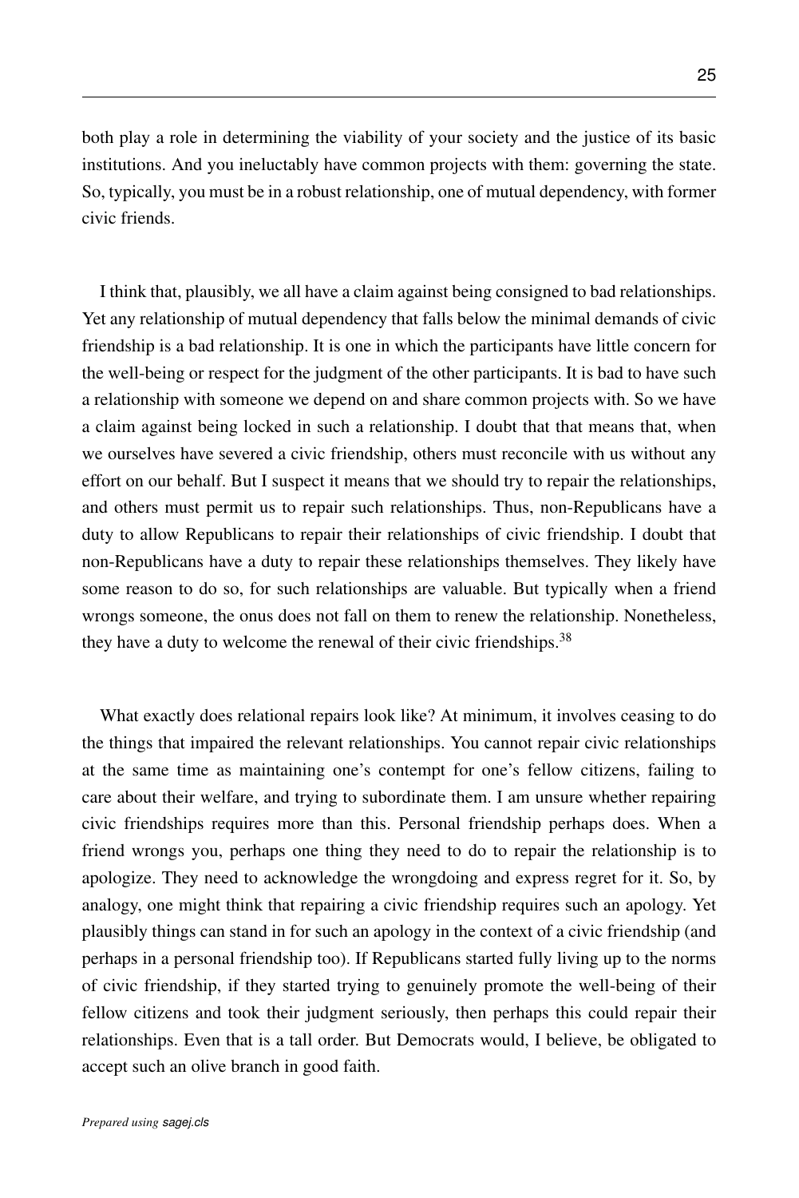both play a role in determining the viability of your society and the justice of its basic institutions. And you ineluctably have common projects with them: governing the state. So, typically, you must be in a robust relationship, one of mutual dependency, with former civic friends.

I think that, plausibly, we all have a claim against being consigned to bad relationships. Yet any relationship of mutual dependency that falls below the minimal demands of civic friendship is a bad relationship. It is one in which the participants have little concern for the well-being or respect for the judgment of the other participants. It is bad to have such a relationship with someone we depend on and share common projects with. So we have a claim against being locked in such a relationship. I doubt that that means that, when we ourselves have severed a civic friendship, others must reconcile with us without any effort on our behalf. But I suspect it means that we should try to repair the relationships, and others must permit us to repair such relationships. Thus, non-Republicans have a duty to allow Republicans to repair their relationships of civic friendship. I doubt that non-Republicans have a duty to repair these relationships themselves. They likely have some reason to do so, for such relationships are valuable. But typically when a friend wrongs someone, the onus does not fall on them to renew the relationship. Nonetheless, they have a duty to welcome the renewal of their civic friendships.[38]

What exactly does relational repairs look like? At minimum, it involves ceasing to do the things that impaired the relevant relationships. You cannot repair civic relationships at the same time as maintaining one's contempt for one's fellow citizens, failing to care about their welfare, and trying to subordinate them. I am unsure whether repairing civic friendships requires more than this. Personal friendship perhaps does. When a friend wrongs you, perhaps one thing they need to do to repair the relationship is to apologize. They need to acknowledge the wrongdoing and express regret for it. So, by analogy, one might think that repairing a civic friendship requires such an apology. Yet plausibly things can stand in for such an apology in the context of a civic friendship (and perhaps in a personal friendship too). If Republicans started fully living up to the norms of civic friendship, if they started trying to genuinely promote the well-being of their fellow citizens and took their judgment seriously, then perhaps this could repair their relationships. Even that is a tall order. But Democrats would, I believe, be obligated to accept such an olive branch in good faith.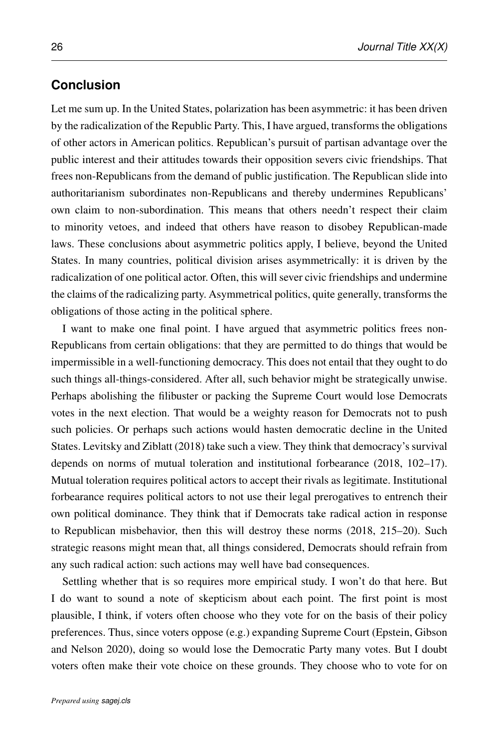## Conclusion

Let me sum up. In the United States, polarization has been asymmetric: it has been driven by the radicalization of the Republic Party. This, I have argued, transforms the obligations of other actors in American politics. Republican's pursuit of partisan advantage over the public interest and their attitudes towards their opposition severs civic friendships. That frees non-Republicans from the demand of public justification. The Republican slide into authoritarianism subordinates non-Republicans and thereby undermines Republicans' own claim to non-subordination. This means that others needn't respect their claim to minority vetoes, and indeed that others have reason to disobey Republican-made laws. These conclusions about asymmetric politics apply, I believe, beyond the United States. In many countries, political division arises asymmetrically: it is driven by the radicalization of one political actor. Often, this will sever civic friendships and undermine the claims of the radicalizing party. Asymmetrical politics, quite generally, transforms the obligations of those acting in the political sphere.

I want to make one final point. I have argued that asymmetric politics frees non-Republicans from certain obligations: that they are permitted to do things that would be impermissible in a well-functioning democracy. This does not entail that they ought to do such things all-things-considered. After all, such behavior might be strategically unwise. Perhaps abolishing the filibuster or packing the Supreme Court would lose Democrats votes in the next election. That would be a weighty reason for Democrats not to push such policies. Or perhaps such actions would hasten democratic decline in the United States. Levitsky and Ziblatt (2018) take such a view. They think that democracy's survival depends on norms of mutual toleration and institutional forbearance (2018, 102–17). Mutual toleration requires political actors to accept their rivals as legitimate. Institutional forbearance requires political actors to not use their legal prerogatives to entrench their own political dominance. They think that if Democrats take radical action in response to Republican misbehavior, then this will destroy these norms (2018, 215–20). Such strategic reasons might mean that, all things considered, Democrats should refrain from any such radical action: such actions may well have bad consequences.

Settling whether that is so requires more empirical study. I won't do that here. But I do want to sound a note of skepticism about each point. The first point is most plausible, I think, if voters often choose who they vote for on the basis of their policy preferences. Thus, since voters oppose (e.g.) expanding Supreme Court (Epstein, Gibson and Nelson 2020), doing so would lose the Democratic Party many votes. But I doubt voters often make their vote choice on these grounds. They choose who to vote for on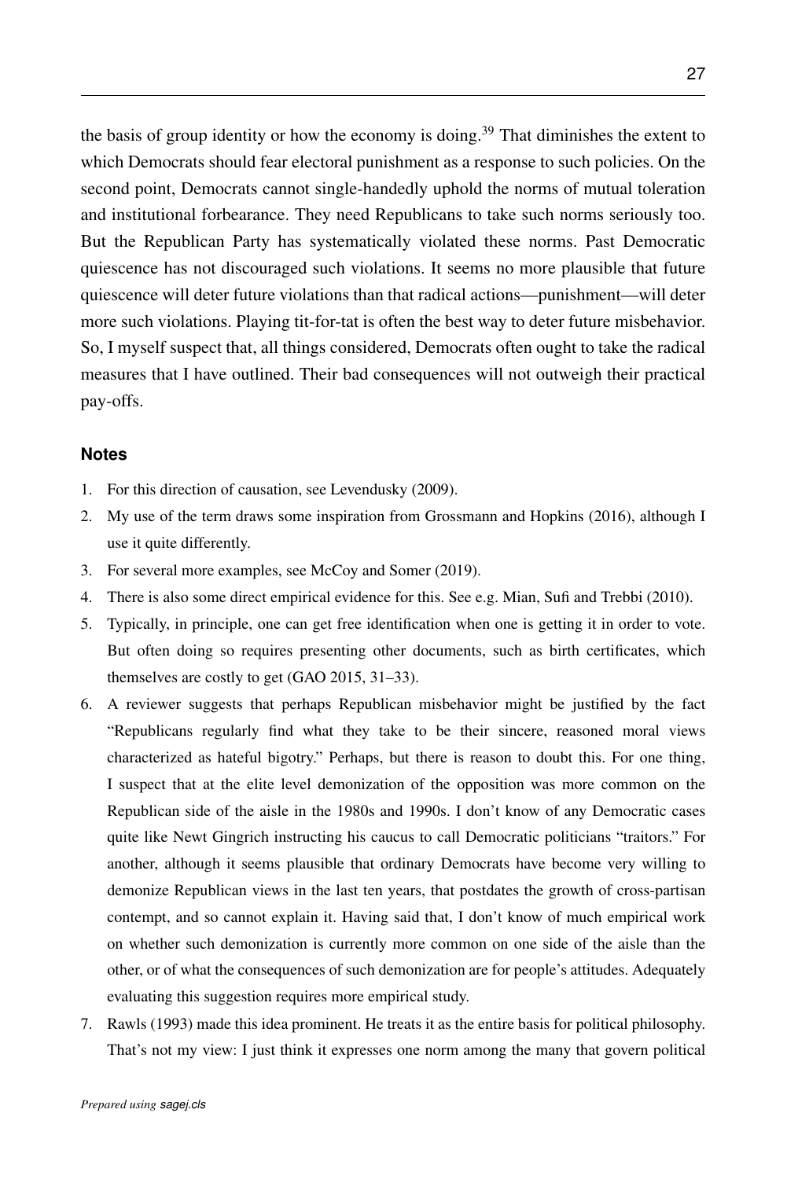the basis of group identity or how the economy is doing.[39] That diminishes the extent to which Democrats should fear electoral punishment as a response to such policies. On the second point, Democrats cannot single-handedly uphold the norms of mutual toleration and institutional forbearance. They need Republicans to take such norms seriously too. But the Republican Party has systematically violated these norms. Past Democratic quiescence has not discouraged such violations. It seems no more plausible that future quiescence will deter future violations than that radical actions—punishment—will deter more such violations. Playing tit-for-tat is often the best way to deter future misbehavior. So, I myself suspect that, all things considered, Democrats often ought to take the radical measures that I have outlined. Their bad consequences will not outweigh their practical pay-offs.

## Notes

1. For this direction of causation, see Levendusky (2009).
2. My use of the term draws some inspiration from Grossmann and Hopkins (2016), although I use it quite differently.
3. For several more examples, see McCoy and Somer (2019).
4. There is also some direct empirical evidence for this. See e.g. Mian, Sufi and Trebbi (2010).
5. Typically, in principle, one can get free identification when one is getting it in order to vote. But often doing so requires presenting other documents, such as birth certificates, which themselves are costly to get (GAO 2015, 31–33).
6. A reviewer suggests that perhaps Republican misbehavior might be justified by the fact "Republicans regularly find what they take to be their sincere, reasoned moral views characterized as hateful bigotry." Perhaps, but there is reason to doubt this. For one thing, I suspect that at the elite level demonization of the opposition was more common on the Republican side of the aisle in the 1980s and 1990s. I don't know of any Democratic cases quite like Newt Gingrich instructing his caucus to call Democratic politicians "traitors." For another, although it seems plausible that ordinary Democrats have become very willing to demonize Republican views in the last ten years, that postdates the growth of cross-partisan contempt, and so cannot explain it. Having said that, I don't know of much empirical work on whether such demonization is currently more common on one side of the aisle than the other, or of what the consequences of such demonization are for people's attitudes. Adequately evaluating this suggestion requires more empirical study.
7. Rawls (1993) made this idea prominent. He treats it as the entire basis for political philosophy. That's not my view: I just think it expresses one norm among the many that govern political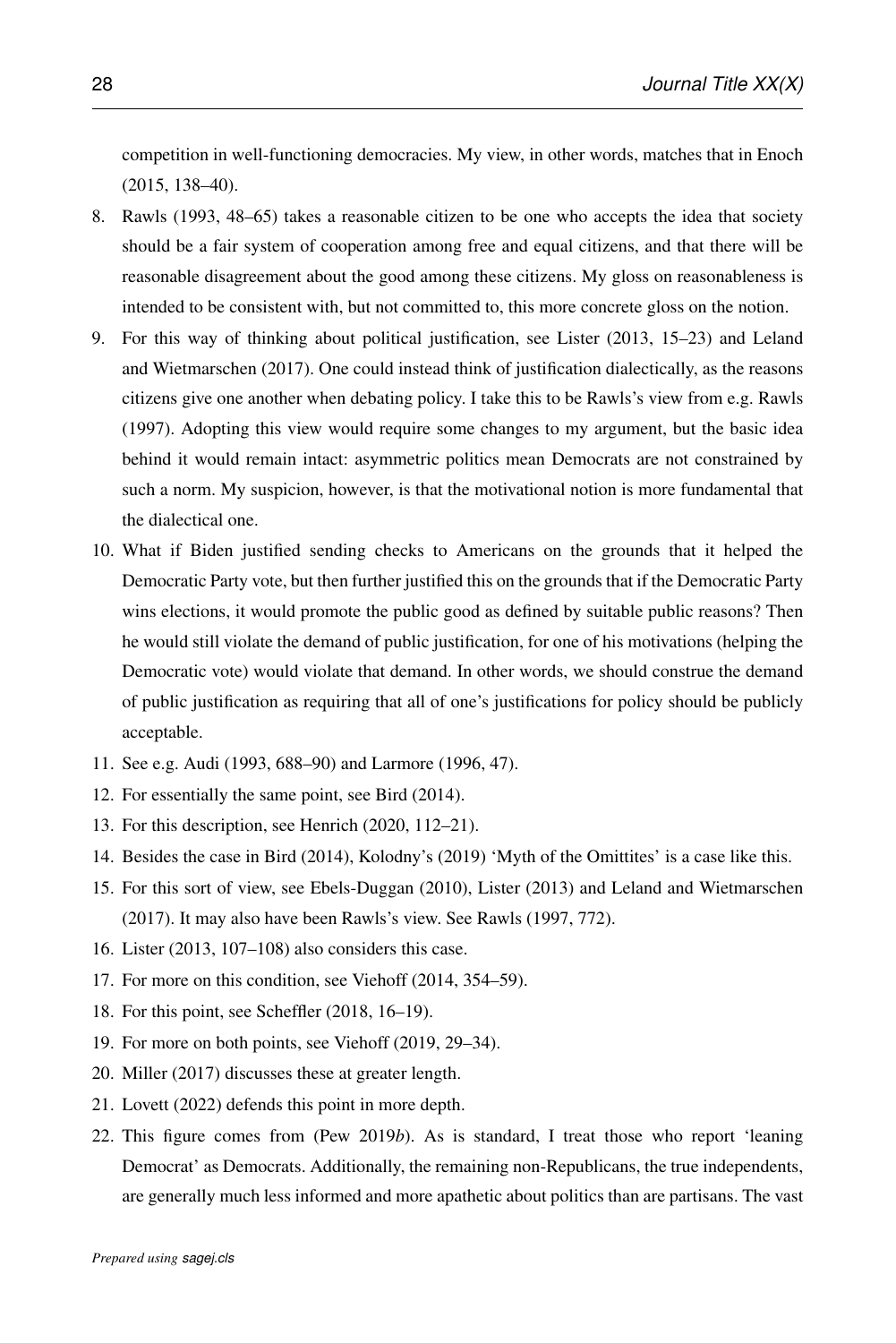competition in well-functioning democracies. My view, in other words, matches that in Enoch (2015, 138–40).

8. Rawls (1993, 48–65) takes a reasonable citizen to be one who accepts the idea that society should be a fair system of cooperation among free and equal citizens, and that there will be reasonable disagreement about the good among these citizens. My gloss on reasonableness is intended to be consistent with, but not committed to, this more concrete gloss on the notion.
9. For this way of thinking about political justification, see Lister (2013, 15–23) and Leland and Wietmarschen (2017). One could instead think of justification dialectically, as the reasons citizens give one another when debating policy. I take this to be Rawls's view from e.g. Rawls (1997). Adopting this view would require some changes to my argument, but the basic idea behind it would remain intact: asymmetric politics mean Democrats are not constrained by such a norm. My suspicion, however, is that the motivational notion is more fundamental that the dialectical one.
10. What if Biden justified sending checks to Americans on the grounds that it helped the Democratic Party vote, but then further justified this on the grounds that if the Democratic Party wins elections, it would promote the public good as defined by suitable public reasons? Then he would still violate the demand of public justification, for one of his motivations (helping the Democratic vote) would violate that demand. In other words, we should construe the demand of public justification as requiring that all of one's justifications for policy should be publicly acceptable.
11. See e.g. Audi (1993, 688–90) and Larmore (1996, 47).
12. For essentially the same point, see Bird (2014).
13. For this description, see Henrich (2020, 112–21).
14. Besides the case in Bird (2014), Kolodny's (2019) 'Myth of the Omittites' is a case like this.
15. For this sort of view, see Ebels-Duggan (2010), Lister (2013) and Leland and Wietmarschen (2017). It may also have been Rawls's view. See Rawls (1997, 772).
16. Lister (2013, 107–108) also considers this case.
17. For more on this condition, see Viehoff (2014, 354–59).
18. For this point, see Scheffler (2018, 16–19).
19. For more on both points, see Viehoff (2019, 29–34).
20. Miller (2017) discusses these at greater length.
21. Lovett (2022) defends this point in more depth.
22. This figure comes from (Pew 2019*b*). As is standard, I treat those who report 'leaning Democrat' as Democrats. Additionally, the remaining non-Republicans, the true independents, are generally much less informed and more apathetic about politics than are partisans. The vast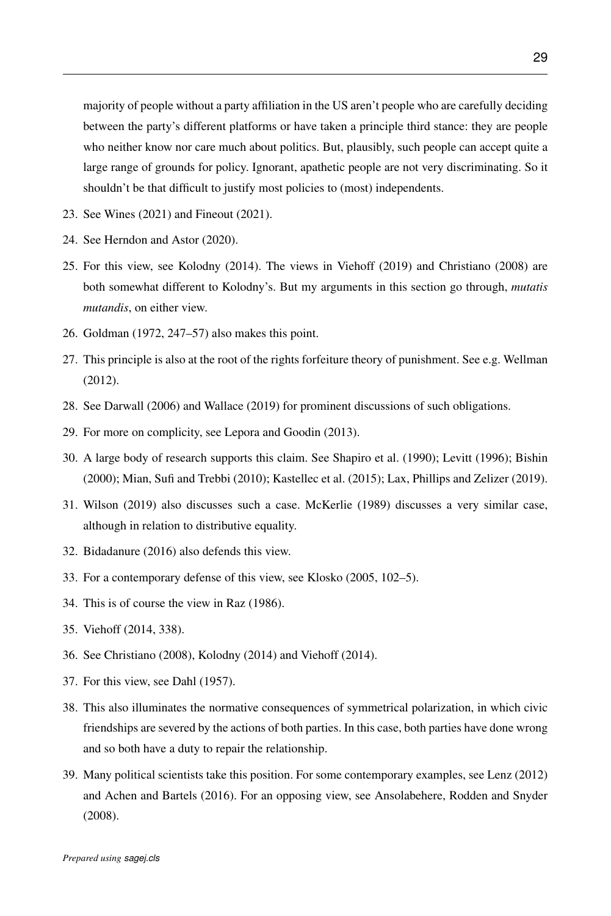majority of people without a party affiliation in the US aren't people who are carefully deciding between the party's different platforms or have taken a principle third stance: they are people who neither know nor care much about politics. But, plausibly, such people can accept quite a large range of grounds for policy. Ignorant, apathetic people are not very discriminating. So it shouldn't be that difficult to justify most policies to (most) independents.

23. See Wines (2021) and Fineout (2021).
24. See Herndon and Astor (2020).
25. For this view, see Kolodny (2014). The views in Viehoff (2019) and Christiano (2008) are both somewhat different to Kolodny's. But my arguments in this section go through, *mutatis mutandis*, on either view.
26. Goldman (1972, 247–57) also makes this point.
27. This principle is also at the root of the rights forfeiture theory of punishment. See e.g. Wellman (2012).
28. See Darwall (2006) and Wallace (2019) for prominent discussions of such obligations.
29. For more on complicity, see Lepora and Goodin (2013).
30. A large body of research supports this claim. See Shapiro et al. (1990); Levitt (1996); Bishin (2000); Mian, Sufi and Trebbi (2010); Kastellec et al. (2015); Lax, Phillips and Zelizer (2019).
31. Wilson (2019) also discusses such a case. McKerlie (1989) discusses a very similar case, although in relation to distributive equality.
32. Bidadanure (2016) also defends this view.
33. For a contemporary defense of this view, see Klosko (2005, 102–5).
34. This is of course the view in Raz (1986).
35. Viehoff (2014, 338).
36. See Christiano (2008), Kolodny (2014) and Viehoff (2014).
37. For this view, see Dahl (1957).
38. This also illuminates the normative consequences of symmetrical polarization, in which civic friendships are severed by the actions of both parties. In this case, both parties have done wrong and so both have a duty to repair the relationship.
39. Many political scientists take this position. For some contemporary examples, see Lenz (2012) and Achen and Bartels (2016). For an opposing view, see Ansolabehere, Rodden and Snyder (2008).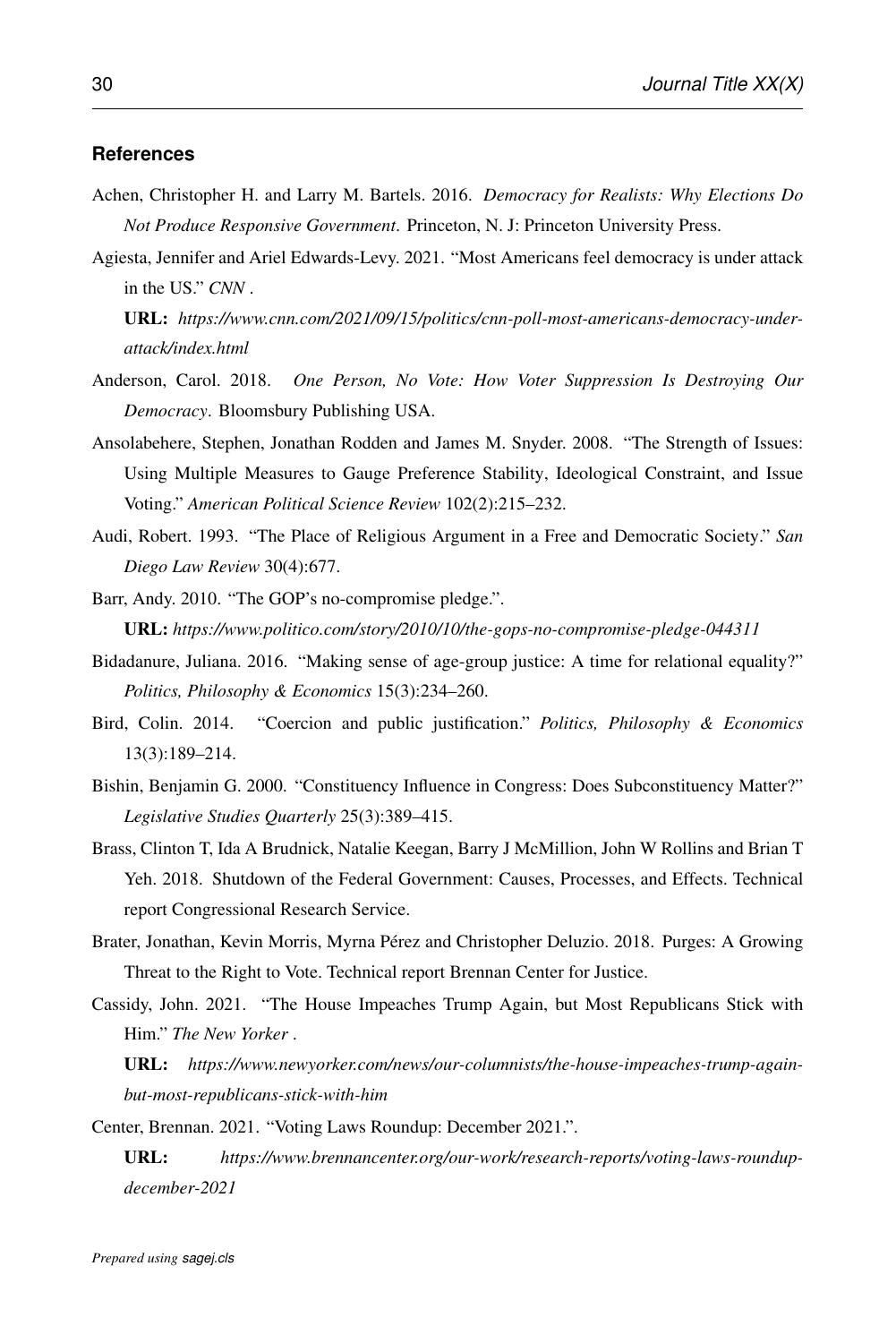## References

Achen, Christopher H. and Larry M. Bartels. 2016. *Democracy for Realists: Why Elections Do Not Produce Responsive Government*. Princeton, N. J: Princeton University Press.

Agiesta, Jennifer and Ariel Edwards-Levy. 2021. "Most Americans feel democracy is under attack in the US." *CNN* .

**URL:** *https://www.cnn.com/2021/09/15/politics/cnn-poll-most-americans-democracy-under-attack/index.html*

Anderson, Carol. 2018. *One Person, No Vote: How Voter Suppression Is Destroying Our Democracy*. Bloomsbury Publishing USA.

Ansolabehere, Stephen, Jonathan Rodden and James M. Snyder. 2008. "The Strength of Issues: Using Multiple Measures to Gauge Preference Stability, Ideological Constraint, and Issue Voting." *American Political Science Review* 102(2):215–232.

Audi, Robert. 1993. "The Place of Religious Argument in a Free and Democratic Society." *San Diego Law Review* 30(4):677.

Barr, Andy. 2010. "The GOP's no-compromise pledge.".

**URL:** *https://www.politico.com/story/2010/10/the-gops-no-compromise-pledge-044311*

Bidadanure, Juliana. 2016. "Making sense of age-group justice: A time for relational equality?" *Politics, Philosophy & Economics* 15(3):234–260.

Bird, Colin. 2014. "Coercion and public justification." *Politics, Philosophy & Economics* 13(3):189–214.

Bishin, Benjamin G. 2000. "Constituency Influence in Congress: Does Subconstituency Matter?" *Legislative Studies Quarterly* 25(3):389–415.

Brass, Clinton T, Ida A Brudnick, Natalie Keegan, Barry J McMillion, John W Rollins and Brian T Yeh. 2018. Shutdown of the Federal Government: Causes, Processes, and Effects. Technical report Congressional Research Service.

Brater, Jonathan, Kevin Morris, Myrna Pérez and Christopher Deluzio. 2018. Purges: A Growing Threat to the Right to Vote. Technical report Brennan Center for Justice.

Cassidy, John. 2021. "The House Impeaches Trump Again, but Most Republicans Stick with Him." *The New Yorker* .

**URL:** *https://www.newyorker.com/news/our-columnists/the-house-impeaches-trump-again-but-most-republicans-stick-with-him*

Center, Brennan. 2021. "Voting Laws Roundup: December 2021.".

**URL:** *https://www.brennancenter.org/our-work/research-reports/voting-laws-roundup-december-2021*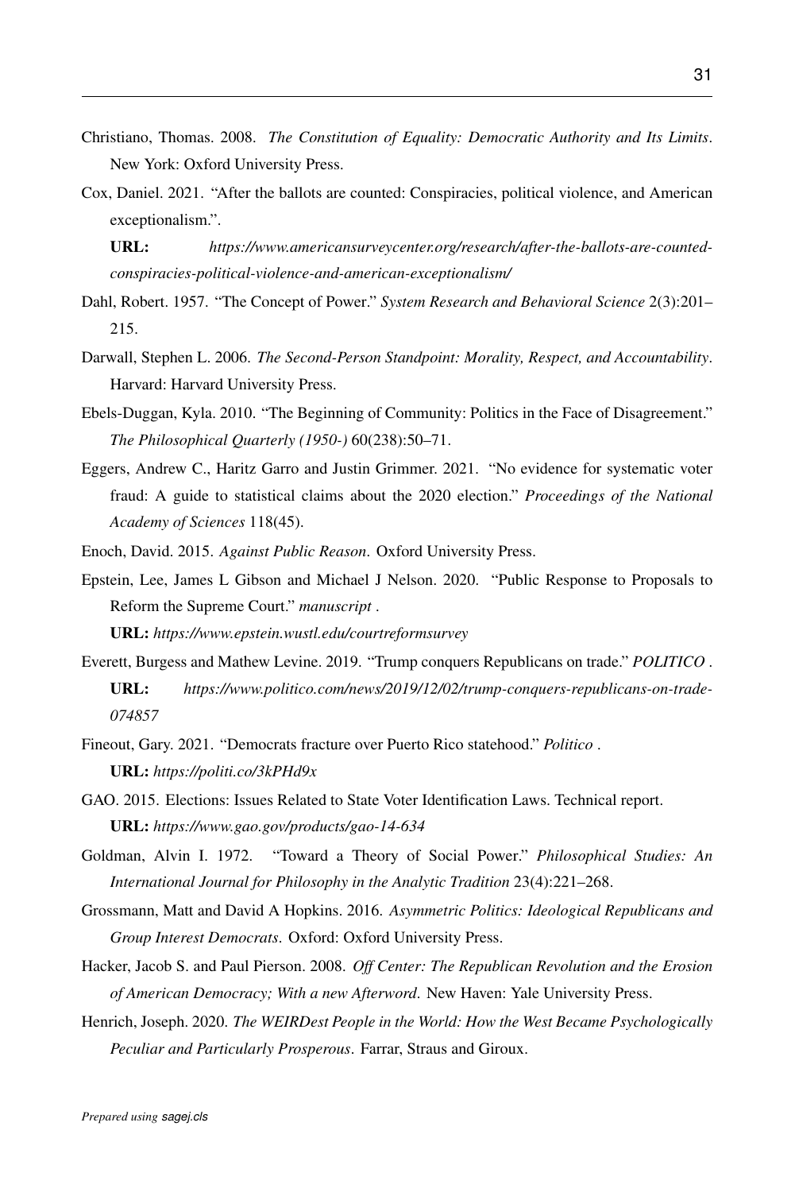Christiano, Thomas. 2008. *The Constitution of Equality: Democratic Authority and Its Limits*. New York: Oxford University Press.

Cox, Daniel. 2021. "After the ballots are counted: Conspiracies, political violence, and American exceptionalism.".
**URL:** *https://www.americansurveycenter.org/research/after-the-ballots-are-counted-conspiracies-political-violence-and-american-exceptionalism/*

Dahl, Robert. 1957. "The Concept of Power." *System Research and Behavioral Science* 2(3):201–215.

Darwall, Stephen L. 2006. *The Second-Person Standpoint: Morality, Respect, and Accountability*. Harvard: Harvard University Press.

Ebels-Duggan, Kyla. 2010. "The Beginning of Community: Politics in the Face of Disagreement." *The Philosophical Quarterly (1950-)* 60(238):50–71.

Eggers, Andrew C., Haritz Garro and Justin Grimmer. 2021. "No evidence for systematic voter fraud: A guide to statistical claims about the 2020 election." *Proceedings of the National Academy of Sciences* 118(45).

Enoch, David. 2015. *Against Public Reason*. Oxford University Press.

Epstein, Lee, James L Gibson and Michael J Nelson. 2020. "Public Response to Proposals to Reform the Supreme Court." *manuscript* .
**URL:** *https://www.epstein.wustl.edu/courtreformsurvey*

Everett, Burgess and Mathew Levine. 2019. "Trump conquers Republicans on trade." *POLITICO* .
**URL:** *https://www.politico.com/news/2019/12/02/trump-conquers-republicans-on-trade-074857*

Fineout, Gary. 2021. "Democrats fracture over Puerto Rico statehood." *Politico* .
**URL:** *https://politi.co/3kPHd9x*

GAO. 2015. Elections: Issues Related to State Voter Identification Laws. Technical report.
**URL:** *https://www.gao.gov/products/gao-14-634*

Goldman, Alvin I. 1972. "Toward a Theory of Social Power." *Philosophical Studies: An International Journal for Philosophy in the Analytic Tradition* 23(4):221–268.

Grossmann, Matt and David A Hopkins. 2016. *Asymmetric Politics: Ideological Republicans and Group Interest Democrats*. Oxford: Oxford University Press.

Hacker, Jacob S. and Paul Pierson. 2008. *Off Center: The Republican Revolution and the Erosion of American Democracy; With a new Afterword*. New Haven: Yale University Press.

Henrich, Joseph. 2020. *The WEIRDest People in the World: How the West Became Psychologically Peculiar and Particularly Prosperous*. Farrar, Straus and Giroux.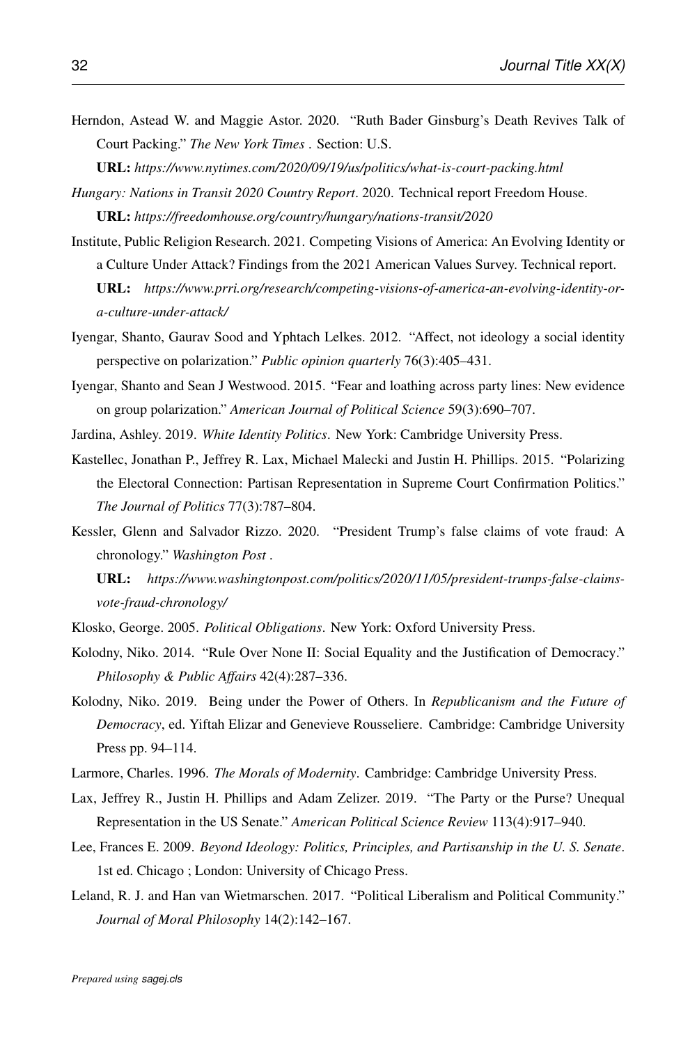Herndon, Astead W. and Maggie Astor. 2020. "Ruth Bader Ginsburg's Death Revives Talk of Court Packing." *The New York Times* . Section: U.S.
**URL:** *https://www.nytimes.com/2020/09/19/us/politics/what-is-court-packing.html*

*Hungary: Nations in Transit 2020 Country Report*. 2020. Technical report Freedom House.
**URL:** *https://freedomhouse.org/country/hungary/nations-transit/2020*

Institute, Public Religion Research. 2021. Competing Visions of America: An Evolving Identity or a Culture Under Attack? Findings from the 2021 American Values Survey. Technical report.
**URL:** *https://www.prri.org/research/competing-visions-of-america-an-evolving-identity-or-a-culture-under-attack/*

Iyengar, Shanto, Gaurav Sood and Yphtach Lelkes. 2012. "Affect, not ideology a social identity perspective on polarization." *Public opinion quarterly* 76(3):405–431.

Iyengar, Shanto and Sean J Westwood. 2015. "Fear and loathing across party lines: New evidence on group polarization." *American Journal of Political Science* 59(3):690–707.

Jardina, Ashley. 2019. *White Identity Politics*. New York: Cambridge University Press.

Kastellec, Jonathan P., Jeffrey R. Lax, Michael Malecki and Justin H. Phillips. 2015. "Polarizing the Electoral Connection: Partisan Representation in Supreme Court Confirmation Politics." *The Journal of Politics* 77(3):787–804.

Kessler, Glenn and Salvador Rizzo. 2020. "President Trump's false claims of vote fraud: A chronology." *Washington Post* .
**URL:** *https://www.washingtonpost.com/politics/2020/11/05/president-trumps-false-claims-vote-fraud-chronology/*

Klosko, George. 2005. *Political Obligations*. New York: Oxford University Press.

Kolodny, Niko. 2014. "Rule Over None II: Social Equality and the Justification of Democracy." *Philosophy & Public Affairs* 42(4):287–336.

Kolodny, Niko. 2019. Being under the Power of Others. In *Republicanism and the Future of Democracy*, ed. Yiftah Elizar and Genevieve Rousseliere. Cambridge: Cambridge University Press pp. 94–114.

Larmore, Charles. 1996. *The Morals of Modernity*. Cambridge: Cambridge University Press.

Lax, Jeffrey R., Justin H. Phillips and Adam Zelizer. 2019. "The Party or the Purse? Unequal Representation in the US Senate." *American Political Science Review* 113(4):917–940.

Lee, Frances E. 2009. *Beyond Ideology: Politics, Principles, and Partisanship in the U. S. Senate*. 1st ed. Chicago ; London: University of Chicago Press.

Leland, R. J. and Han van Wietmarschen. 2017. "Political Liberalism and Political Community." *Journal of Moral Philosophy* 14(2):142–167.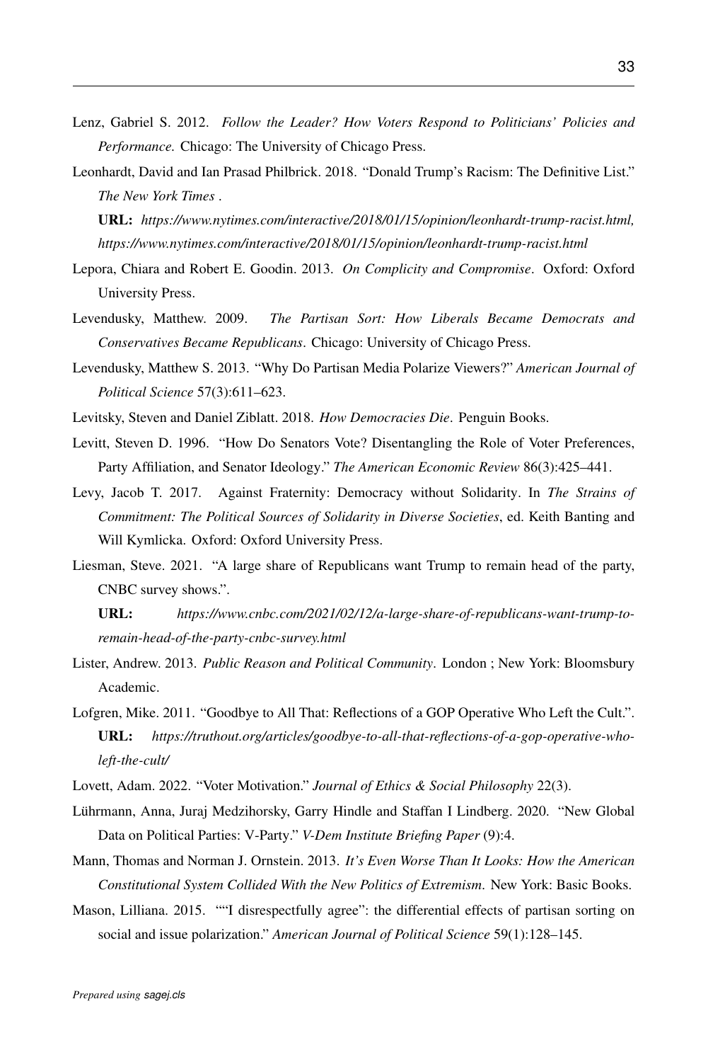Lenz, Gabriel S. 2012. *Follow the Leader? How Voters Respond to Politicians' Policies and Performance.* Chicago: The University of Chicago Press.

Leonhardt, David and Ian Prasad Philbrick. 2018. "Donald Trump's Racism: The Definitive List." *The New York Times* .

**URL:** *https://www.nytimes.com/interactive/2018/01/15/opinion/leonhardt-trump-racist.html, https://www.nytimes.com/interactive/2018/01/15/opinion/leonhardt-trump-racist.html*

Lepora, Chiara and Robert E. Goodin. 2013. *On Complicity and Compromise*. Oxford: Oxford University Press.

Levendusky, Matthew. 2009. *The Partisan Sort: How Liberals Became Democrats and Conservatives Became Republicans*. Chicago: University of Chicago Press.

Levendusky, Matthew S. 2013. "Why Do Partisan Media Polarize Viewers?" *American Journal of Political Science* 57(3):611–623.

Levitsky, Steven and Daniel Ziblatt. 2018. *How Democracies Die*. Penguin Books.

Levitt, Steven D. 1996. "How Do Senators Vote? Disentangling the Role of Voter Preferences, Party Affiliation, and Senator Ideology." *The American Economic Review* 86(3):425–441.

Levy, Jacob T. 2017. Against Fraternity: Democracy without Solidarity. In *The Strains of Commitment: The Political Sources of Solidarity in Diverse Societies*, ed. Keith Banting and Will Kymlicka. Oxford: Oxford University Press.

Liesman, Steve. 2021. "A large share of Republicans want Trump to remain head of the party, CNBC survey shows.".

**URL:** *https://www.cnbc.com/2021/02/12/a-large-share-of-republicans-want-trump-to-remain-head-of-the-party-cnbc-survey.html*

Lister, Andrew. 2013. *Public Reason and Political Community*. London ; New York: Bloomsbury Academic.

Lofgren, Mike. 2011. "Goodbye to All That: Reflections of a GOP Operative Who Left the Cult.".

**URL:** *https://truthout.org/articles/goodbye-to-all-that-reflections-of-a-gop-operative-who-left-the-cult/*

Lovett, Adam. 2022. "Voter Motivation." *Journal of Ethics & Social Philosophy* 22(3).

Lührmann, Anna, Juraj Medzihorsky, Garry Hindle and Staffan I Lindberg. 2020. "New Global Data on Political Parties: V-Party." *V-Dem Institute Briefing Paper* (9):4.

Mann, Thomas and Norman J. Ornstein. 2013. *It's Even Worse Than It Looks: How the American Constitutional System Collided With the New Politics of Extremism*. New York: Basic Books.

Mason, Lilliana. 2015. ""I disrespectfully agree": the differential effects of partisan sorting on social and issue polarization." *American Journal of Political Science* 59(1):128–145.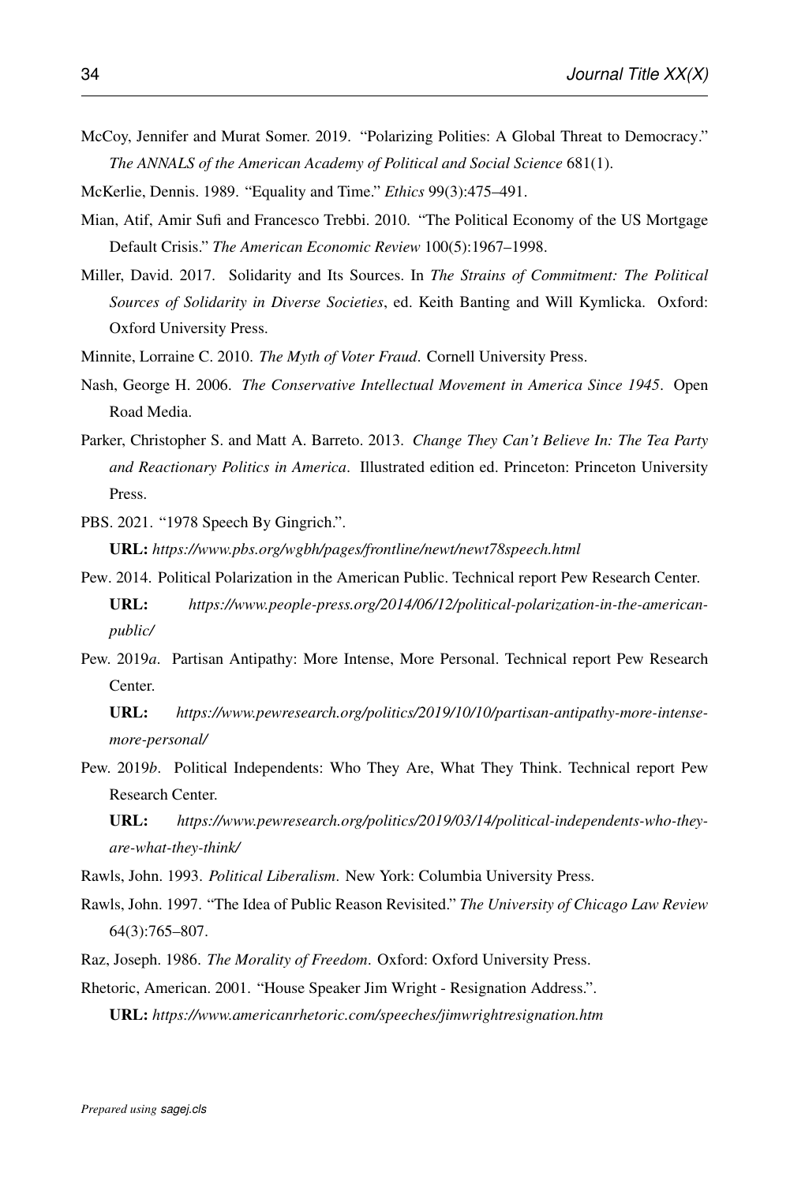McCoy, Jennifer and Murat Somer. 2019. "Polarizing Polities: A Global Threat to Democracy." *The ANNALS of the American Academy of Political and Social Science* 681(1).

McKerlie, Dennis. 1989. "Equality and Time." *Ethics* 99(3):475–491.

Mian, Atif, Amir Sufi and Francesco Trebbi. 2010. "The Political Economy of the US Mortgage Default Crisis." *The American Economic Review* 100(5):1967–1998.

Miller, David. 2017. Solidarity and Its Sources. In *The Strains of Commitment: The Political Sources of Solidarity in Diverse Societies*, ed. Keith Banting and Will Kymlicka. Oxford: Oxford University Press.

Minnite, Lorraine C. 2010. *The Myth of Voter Fraud*. Cornell University Press.

Nash, George H. 2006. *The Conservative Intellectual Movement in America Since 1945*. Open Road Media.

Parker, Christopher S. and Matt A. Barreto. 2013. *Change They Can't Believe In: The Tea Party and Reactionary Politics in America*. Illustrated edition ed. Princeton: Princeton University Press.

PBS. 2021. "1978 Speech By Gingrich.".
**URL:** *https://www.pbs.org/wgbh/pages/frontline/newt/newt78speech.html*

Pew. 2014. Political Polarization in the American Public. Technical report Pew Research Center.
**URL:** *https://www.people-press.org/2014/06/12/political-polarization-in-the-american-public/*

Pew. 2019*a*. Partisan Antipathy: More Intense, More Personal. Technical report Pew Research Center.
**URL:** *https://www.pewresearch.org/politics/2019/10/10/partisan-antipathy-more-intense-more-personal/*

Pew. 2019*b*. Political Independents: Who They Are, What They Think. Technical report Pew Research Center.
**URL:** *https://www.pewresearch.org/politics/2019/03/14/political-independents-who-they-are-what-they-think/*

Rawls, John. 1993. *Political Liberalism*. New York: Columbia University Press.

Rawls, John. 1997. "The Idea of Public Reason Revisited." *The University of Chicago Law Review* 64(3):765–807.

Raz, Joseph. 1986. *The Morality of Freedom*. Oxford: Oxford University Press.

Rhetoric, American. 2001. "House Speaker Jim Wright - Resignation Address.".
**URL:** *https://www.americanrhetoric.com/speeches/jimwrightresignation.htm*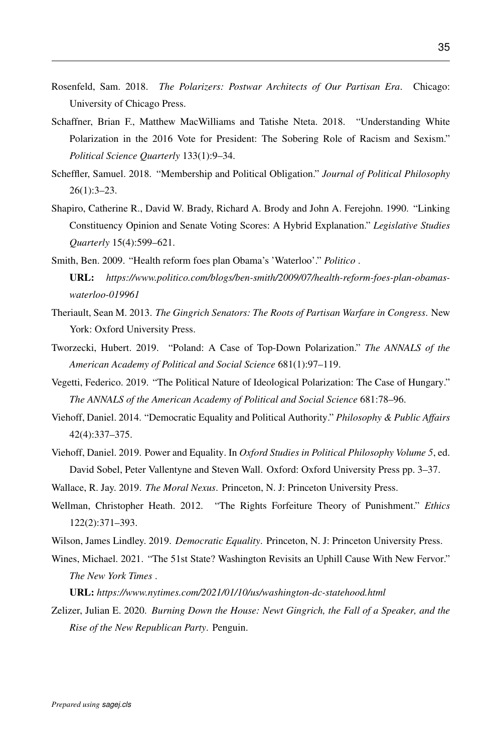Rosenfeld, Sam. 2018. *The Polarizers: Postwar Architects of Our Partisan Era*. Chicago: University of Chicago Press.

Schaffner, Brian F., Matthew MacWilliams and Tatishe Nteta. 2018. "Understanding White Polarization in the 2016 Vote for President: The Sobering Role of Racism and Sexism." *Political Science Quarterly* 133(1):9–34.

Scheffler, Samuel. 2018. "Membership and Political Obligation." *Journal of Political Philosophy* 26(1):3–23.

Shapiro, Catherine R., David W. Brady, Richard A. Brody and John A. Ferejohn. 1990. "Linking Constituency Opinion and Senate Voting Scores: A Hybrid Explanation." *Legislative Studies Quarterly* 15(4):599–621.

Smith, Ben. 2009. "Health reform foes plan Obama's 'Waterloo'." *Politico* .
**URL:** *https://www.politico.com/blogs/ben-smith/2009/07/health-reform-foes-plan-obamas-waterloo-019961*

Theriault, Sean M. 2013. *The Gingrich Senators: The Roots of Partisan Warfare in Congress*. New York: Oxford University Press.

Tworzecki, Hubert. 2019. "Poland: A Case of Top-Down Polarization." *The ANNALS of the American Academy of Political and Social Science* 681(1):97–119.

Vegetti, Federico. 2019. "The Political Nature of Ideological Polarization: The Case of Hungary." *The ANNALS of the American Academy of Political and Social Science* 681:78–96.

Viehoff, Daniel. 2014. "Democratic Equality and Political Authority." *Philosophy & Public Affairs* 42(4):337–375.

Viehoff, Daniel. 2019. Power and Equality. In *Oxford Studies in Political Philosophy Volume 5*, ed. David Sobel, Peter Vallentyne and Steven Wall. Oxford: Oxford University Press pp. 3–37.

Wallace, R. Jay. 2019. *The Moral Nexus*. Princeton, N. J: Princeton University Press.

Wellman, Christopher Heath. 2012. "The Rights Forfeiture Theory of Punishment." *Ethics* 122(2):371–393.

Wilson, James Lindley. 2019. *Democratic Equality*. Princeton, N. J: Princeton University Press.

Wines, Michael. 2021. "The 51st State? Washington Revisits an Uphill Cause With New Fervor." *The New York Times* .
**URL:** *https://www.nytimes.com/2021/01/10/us/washington-dc-statehood.html*

Zelizer, Julian E. 2020. *Burning Down the House: Newt Gingrich, the Fall of a Speaker, and the Rise of the New Republican Party*. Penguin.